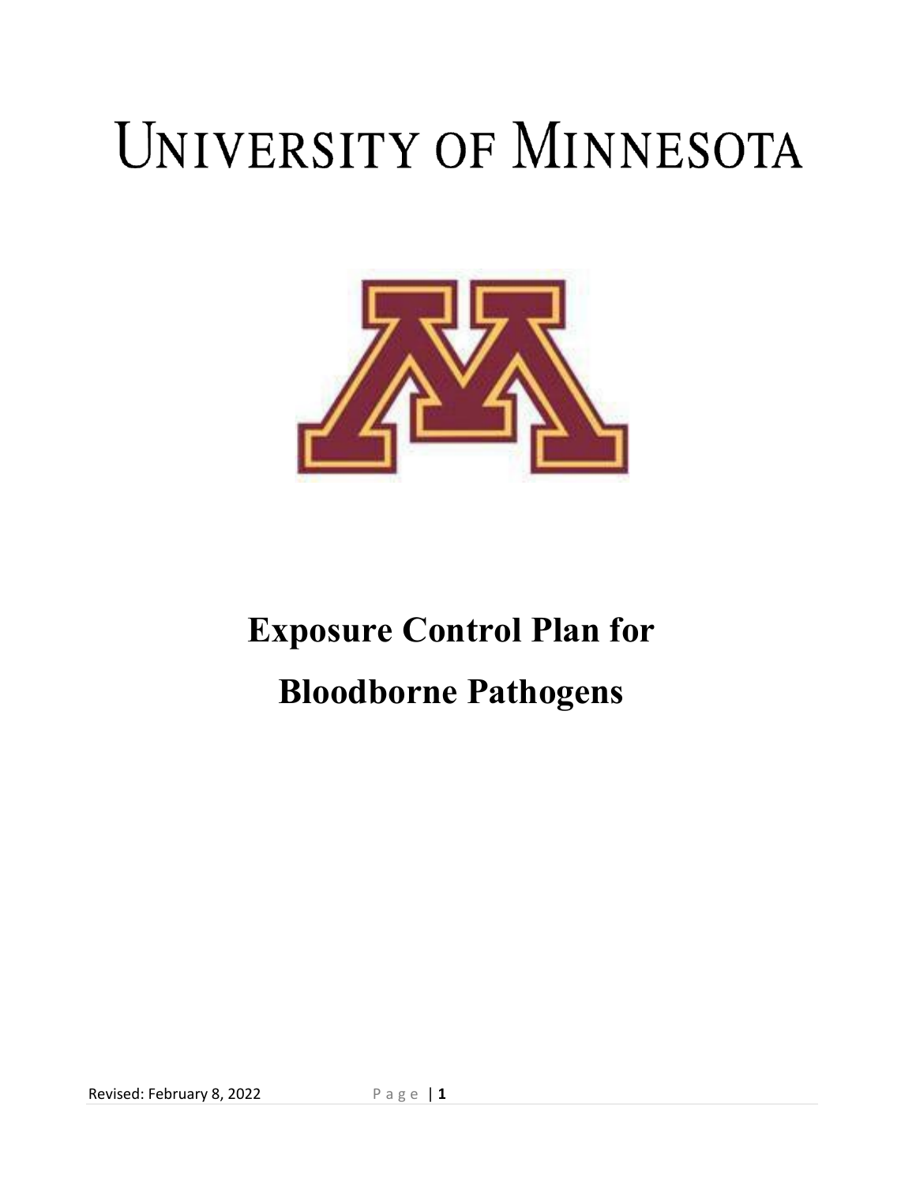# UNIVERSITY OF MINNESOTA

# Exposure Control Plan for Bloodborne Pathogens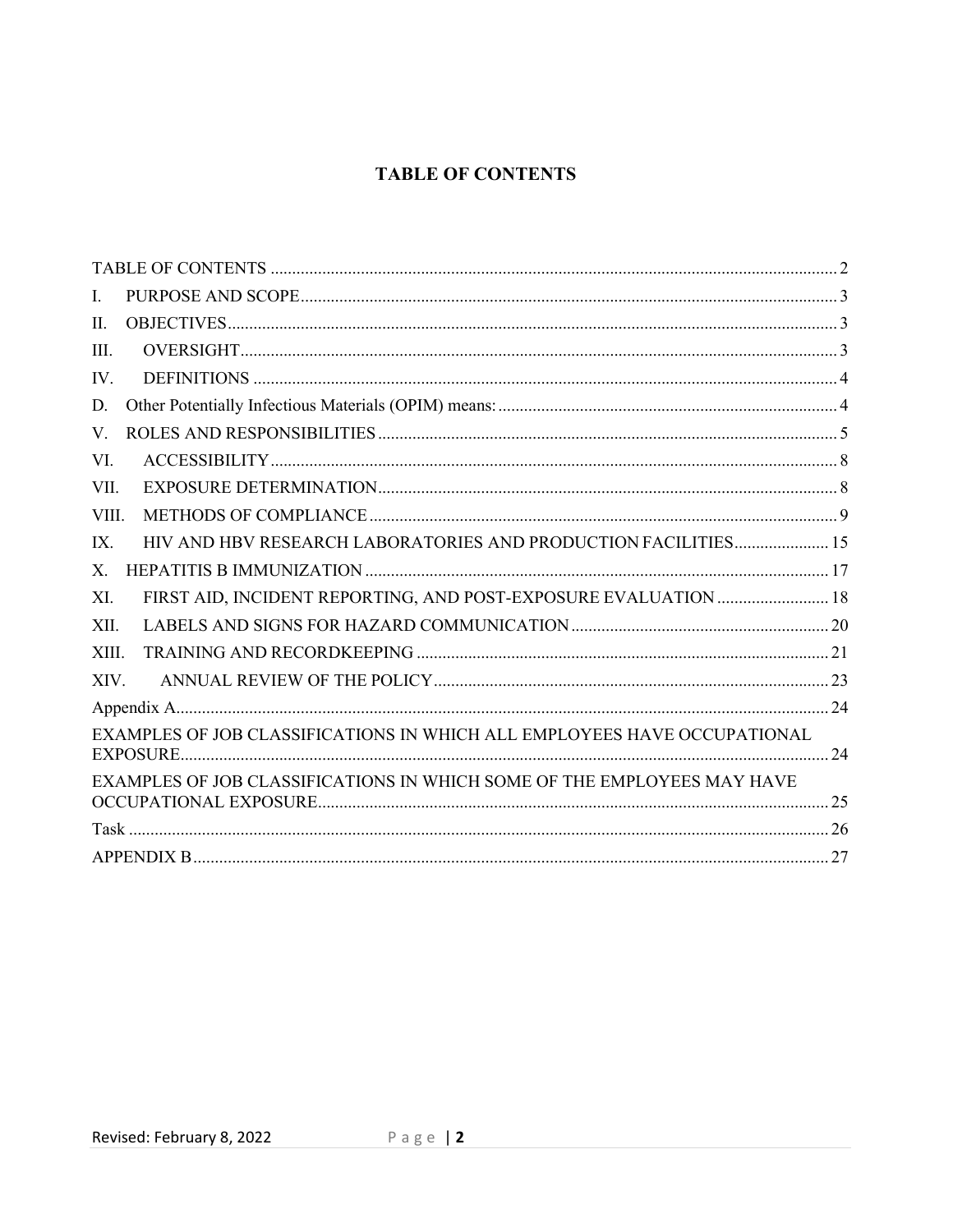# TABLE OF CONTENTS

TABLE OF CONTENTS ............................................................ 2

I. PURPOSE AND SCOPE ............................................................ 3

II. OBJECTIVES ............................................................ 3

III. OVERSIGHT ............................................................ 3

IV. DEFINITIONS ............................................................ 4

D. Other Potentially Infectious Materials (OPIM) means: ............................................................ 4

V. ROLES AND RESPONSIBILITIES ............................................................ 5

VI. ACCESSIBILITY ............................................................ 8

VII. EXPOSURE DETERMINATION ............................................................ 8

VIII. METHODS OF COMPLIANCE ............................................................ 9

IX. HIV AND HBV RESEARCH LABORATORIES AND PRODUCTION FACILITIES ............................................................ 15

X. HEPATITIS B IMMUNIZATION ............................................................ 17

XI. FIRST AID, INCIDENT REPORTING, AND POST-EXPOSURE EVALUATION ............................................................ 18

XII. LABELS AND SIGNS FOR HAZARD COMMUNICATION ............................................................ 20

XIII. TRAINING AND RECORDKEEPING ............................................................ 21

XIV. ANNUAL REVIEW OF THE POLICY ............................................................ 23

Appendix A ............................................................ 24

EXAMPLES OF JOB CLASSIFICATIONS IN WHICH ALL EMPLOYEES HAVE OCCUPATIONAL EXPOSURE ............................................................ 24

EXAMPLES OF JOB CLASSIFICATIONS IN WHICH SOME OF THE EMPLOYEES MAY HAVE OCCUPATIONAL EXPOSURE ............................................................ 25

Task ............................................................ 26

APPENDIX B ............................................................ 27

Revised: February 8, 2022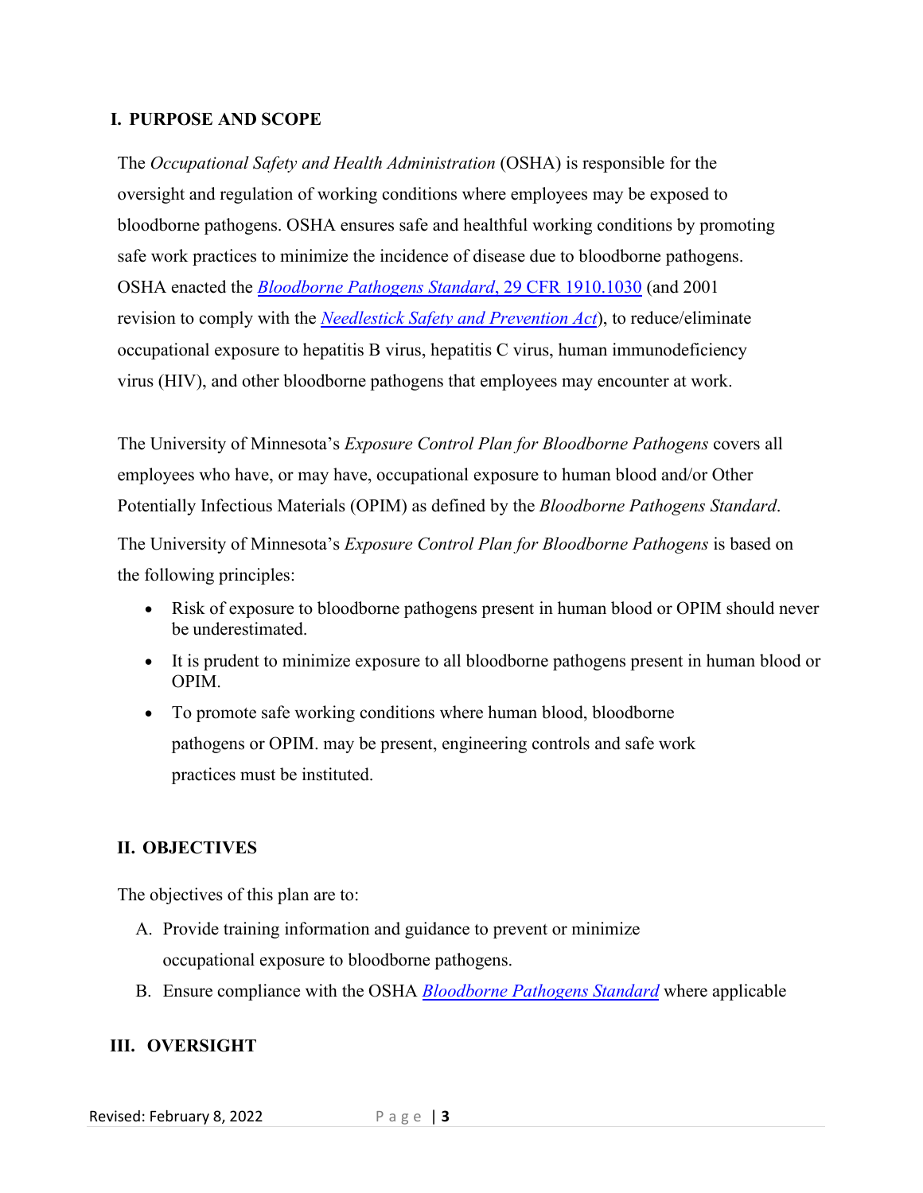## I. PURPOSE AND SCOPE

The *Occupational Safety and Health Administration* (OSHA) is responsible for the oversight and regulation of working conditions where employees may be exposed to bloodborne pathogens. OSHA ensures safe and healthful working conditions by promoting safe work practices to minimize the incidence of disease due to bloodborne pathogens. OSHA enacted the *Bloodborne Pathogens Standard*, 29 CFR 1910.1030 (and 2001 revision to comply with the *Needlestick Safety and Prevention Act*), to reduce/eliminate occupational exposure to hepatitis B virus, hepatitis C virus, human immunodeficiency virus (HIV), and other bloodborne pathogens that employees may encounter at work.

The University of Minnesota's *Exposure Control Plan for Bloodborne Pathogens* covers all employees who have, or may have, occupational exposure to human blood and/or Other Potentially Infectious Materials (OPIM) as defined by the *Bloodborne Pathogens Standard*.

The University of Minnesota's *Exposure Control Plan for Bloodborne Pathogens* is based on the following principles:

- Risk of exposure to bloodborne pathogens present in human blood or OPIM should never be underestimated.
- It is prudent to minimize exposure to all bloodborne pathogens present in human blood or OPIM.
- To promote safe working conditions where human blood, bloodborne pathogens or OPIM. may be present, engineering controls and safe work practices must be instituted.

## II. OBJECTIVES

The objectives of this plan are to:

A. Provide training information and guidance to prevent or minimize occupational exposure to bloodborne pathogens.

B. Ensure compliance with the OSHA *Bloodborne Pathogens Standard* where applicable

## III. OVERSIGHT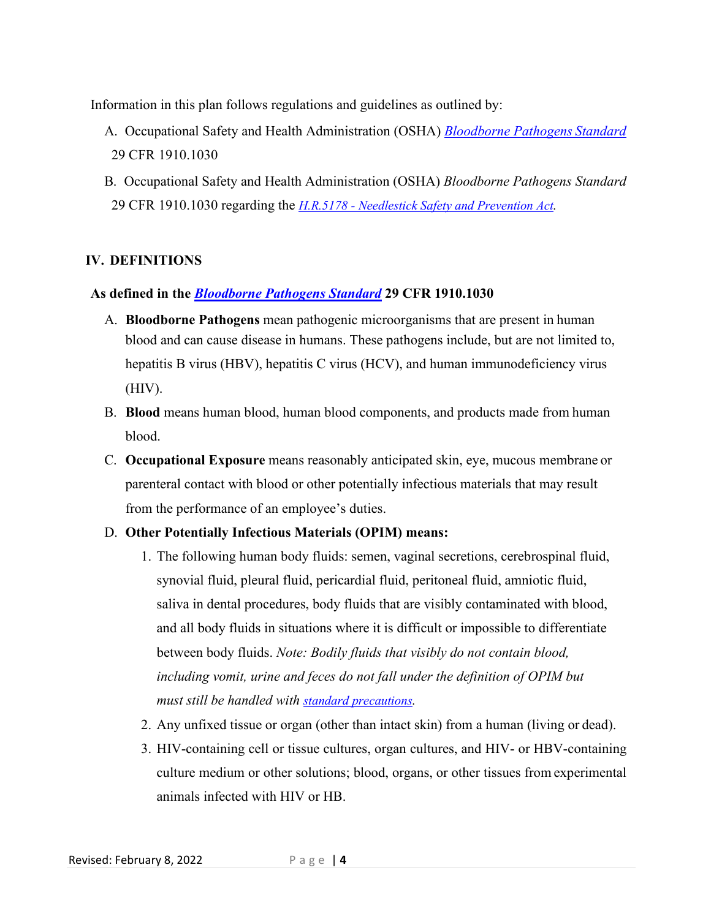Information in this plan follows regulations and guidelines as outlined by:

A. Occupational Safety and Health Administration (OSHA) *Bloodborne Pathogens Standard* 29 CFR 1910.1030

B. Occupational Safety and Health Administration (OSHA) *Bloodborne Pathogens Standard* 29 CFR 1910.1030 regarding the *H.R.5178 - Needlestick Safety and Prevention Act.*

## IV. DEFINITIONS

**As defined in the *Bloodborne Pathogens Standard* 29 CFR 1910.1030**

A. **Bloodborne Pathogens** mean pathogenic microorganisms that are present in human blood and can cause disease in humans. These pathogens include, but are not limited to, hepatitis B virus (HBV), hepatitis C virus (HCV), and human immunodeficiency virus (HIV).

B. **Blood** means human blood, human blood components, and products made from human blood.

C. **Occupational Exposure** means reasonably anticipated skin, eye, mucous membrane or parenteral contact with blood or other potentially infectious materials that may result from the performance of an employee's duties.

D. **Other Potentially Infectious Materials (OPIM) means:**

1. The following human body fluids: semen, vaginal secretions, cerebrospinal fluid, synovial fluid, pleural fluid, pericardial fluid, peritoneal fluid, amniotic fluid, saliva in dental procedures, body fluids that are visibly contaminated with blood, and all body fluids in situations where it is difficult or impossible to differentiate between body fluids. *Note: Bodily fluids that visibly do not contain blood, including vomit, urine and feces do not fall under the definition of OPIM but must still be handled with standard precautions.*
2. Any unfixed tissue or organ (other than intact skin) from a human (living or dead).
3. HIV-containing cell or tissue cultures, organ cultures, and HIV- or HBV-containing culture medium or other solutions; blood, organs, or other tissues from experimental animals infected with HIV or HB.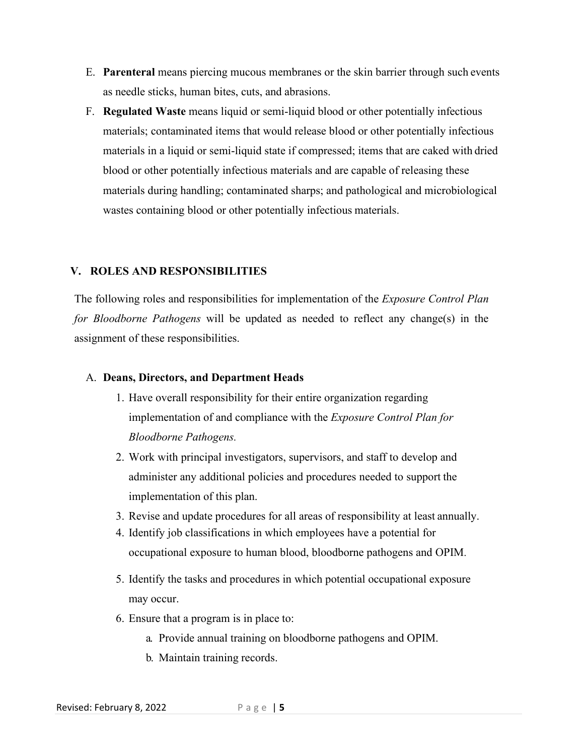E. **Parenteral** means piercing mucous membranes or the skin barrier through such events as needle sticks, human bites, cuts, and abrasions.

F. **Regulated Waste** means liquid or semi-liquid blood or other potentially infectious materials; contaminated items that would release blood or other potentially infectious materials in a liquid or semi-liquid state if compressed; items that are caked with dried blood or other potentially infectious materials and are capable of releasing these materials during handling; contaminated sharps; and pathological and microbiological wastes containing blood or other potentially infectious materials.

## V. ROLES AND RESPONSIBILITIES

The following roles and responsibilities for implementation of the *Exposure Control Plan for Bloodborne Pathogens* will be updated as needed to reflect any change(s) in the assignment of these responsibilities.

A. **Deans, Directors, and Department Heads**

1. Have overall responsibility for their entire organization regarding implementation of and compliance with the *Exposure Control Plan for Bloodborne Pathogens.*
2. Work with principal investigators, supervisors, and staff to develop and administer any additional policies and procedures needed to support the implementation of this plan.
3. Revise and update procedures for all areas of responsibility at least annually.
4. Identify job classifications in which employees have a potential for occupational exposure to human blood, bloodborne pathogens and OPIM.
5. Identify the tasks and procedures in which potential occupational exposure may occur.
6. Ensure that a program is in place to:
   a. Provide annual training on bloodborne pathogens and OPIM.
   b. Maintain training records.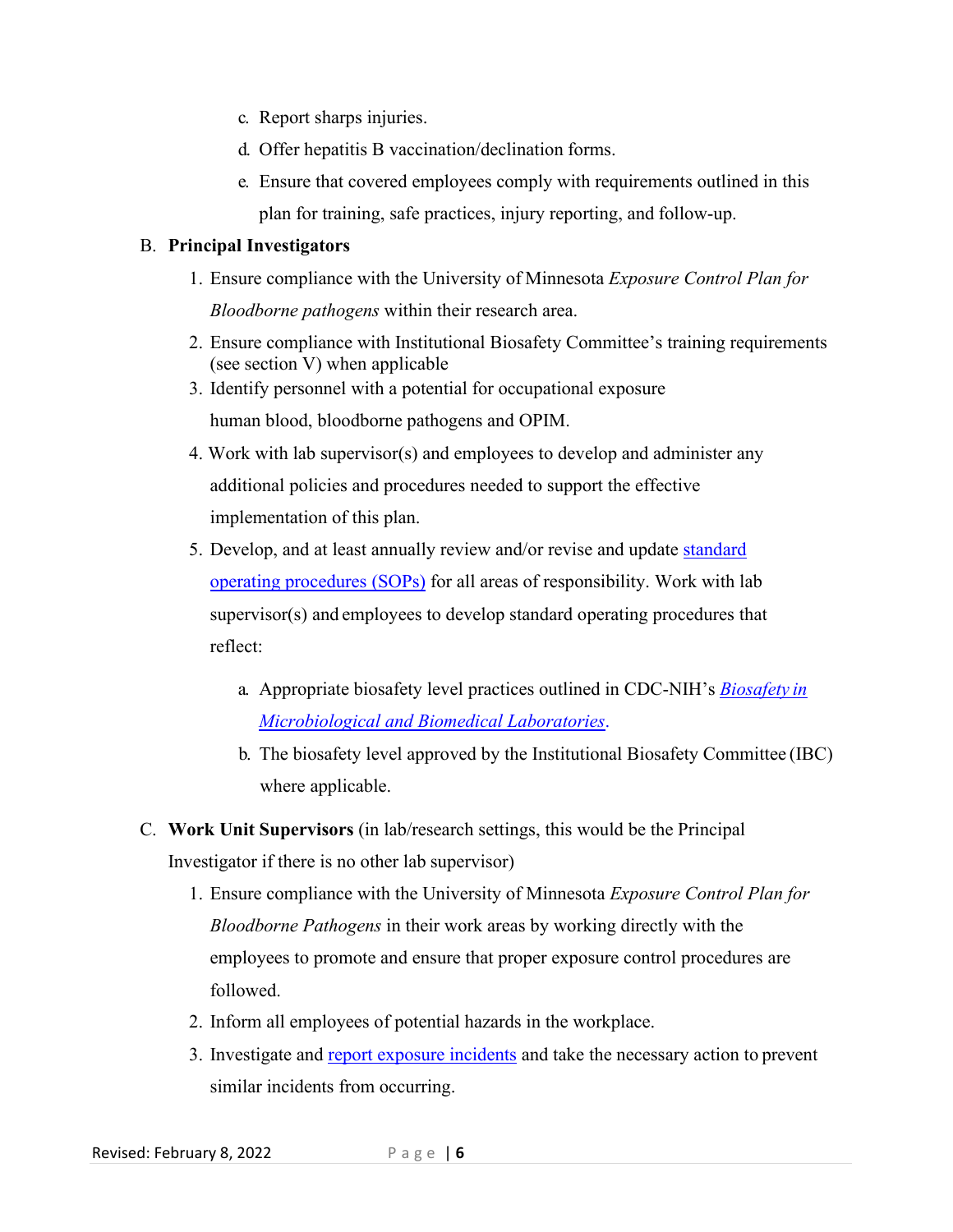c. Report sharps injuries.
d. Offer hepatitis B vaccination/declination forms.
e. Ensure that covered employees comply with requirements outlined in this plan for training, safe practices, injury reporting, and follow-up.

B. **Principal Investigators**

1. Ensure compliance with the University of Minnesota *Exposure Control Plan for Bloodborne pathogens* within their research area.
2. Ensure compliance with Institutional Biosafety Committee's training requirements (see section V) when applicable
3. Identify personnel with a potential for occupational exposure human blood, bloodborne pathogens and OPIM.
4. Work with lab supervisor(s) and employees to develop and administer any additional policies and procedures needed to support the effective implementation of this plan.
5. Develop, and at least annually review and/or revise and update standard operating procedures (SOPs) for all areas of responsibility. Work with lab supervisor(s) and employees to develop standard operating procedures that reflect:

    a. Appropriate biosafety level practices outlined in CDC-NIH's *Biosafety in Microbiological and Biomedical Laboratories*.
    b. The biosafety level approved by the Institutional Biosafety Committee (IBC) where applicable.

C. **Work Unit Supervisors** (in lab/research settings, this would be the Principal Investigator if there is no other lab supervisor)

1. Ensure compliance with the University of Minnesota *Exposure Control Plan for Bloodborne Pathogens* in their work areas by working directly with the employees to promote and ensure that proper exposure control procedures are followed.
2. Inform all employees of potential hazards in the workplace.
3. Investigate and report exposure incidents and take the necessary action to prevent similar incidents from occurring.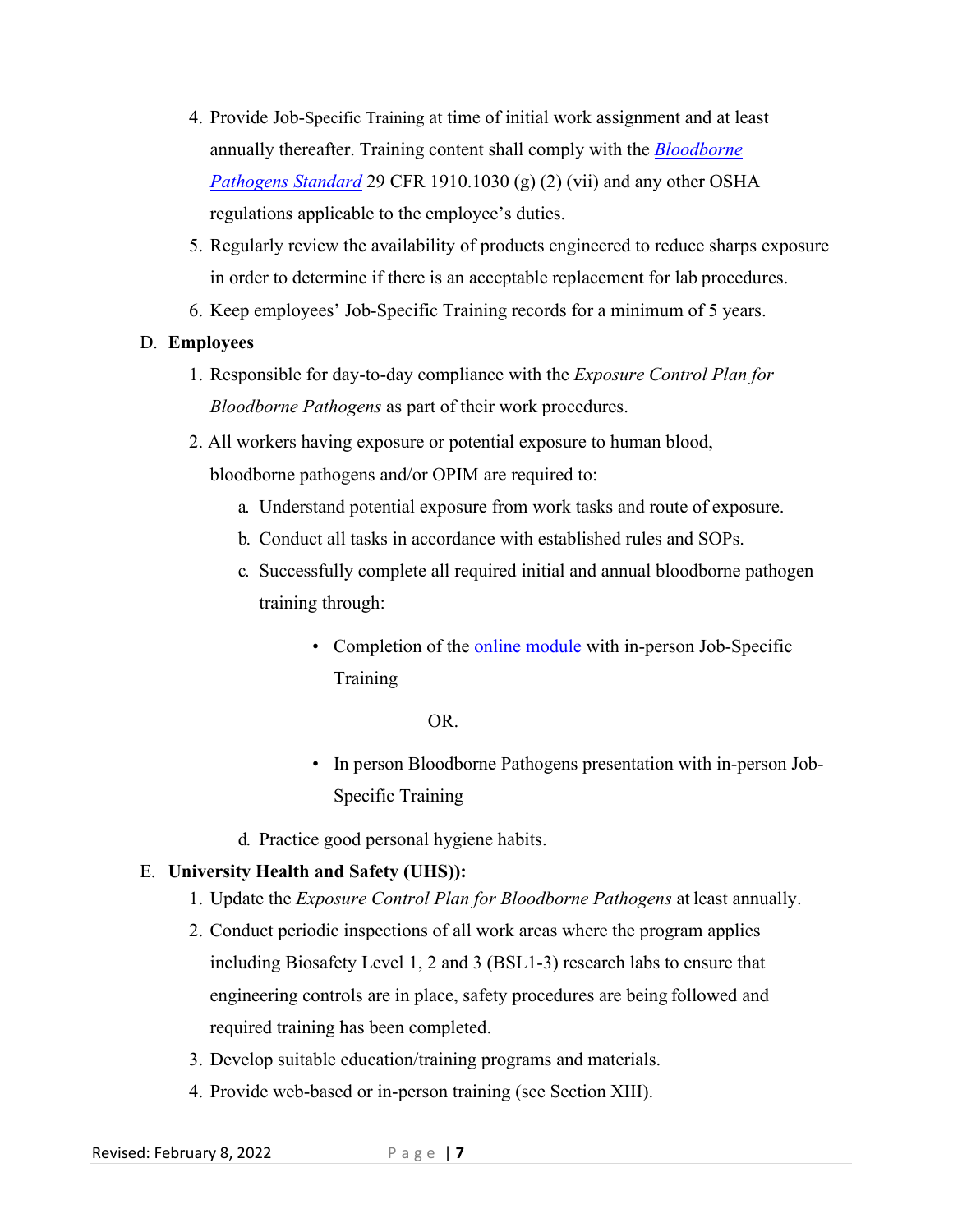4. Provide Job-Specific Training at time of initial work assignment and at least annually thereafter. Training content shall comply with the *Bloodborne Pathogens Standard* 29 CFR 1910.1030 (g) (2) (vii) and any other OSHA regulations applicable to the employee's duties.
5. Regularly review the availability of products engineered to reduce sharps exposure in order to determine if there is an acceptable replacement for lab procedures.
6. Keep employees' Job-Specific Training records for a minimum of 5 years.

D. **Employees**

1. Responsible for day-to-day compliance with the *Exposure Control Plan for Bloodborne Pathogens* as part of their work procedures.
2. All workers having exposure or potential exposure to human blood, bloodborne pathogens and/or OPIM are required to:
    a. Understand potential exposure from work tasks and route of exposure.
    b. Conduct all tasks in accordance with established rules and SOPs.
    c. Successfully complete all required initial and annual bloodborne pathogen training through:
        - Completion of the online module with in-person Job-Specific Training

          OR.

        - In person Bloodborne Pathogens presentation with in-person Job-Specific Training

    d. Practice good personal hygiene habits.

E. **University Health and Safety (UHS)):**

1. Update the *Exposure Control Plan for Bloodborne Pathogens* at least annually.
2. Conduct periodic inspections of all work areas where the program applies including Biosafety Level 1, 2 and 3 (BSL1-3) research labs to ensure that engineering controls are in place, safety procedures are being followed and required training has been completed.
3. Develop suitable education/training programs and materials.
4. Provide web-based or in-person training (see Section XIII).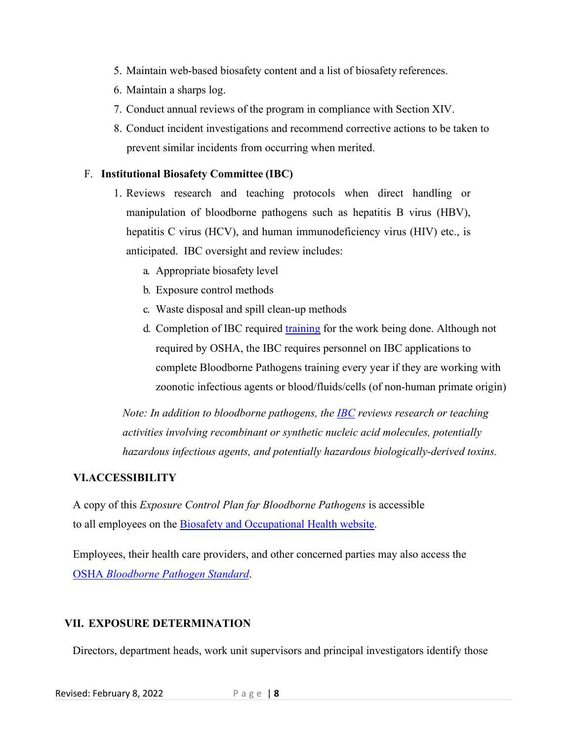5. Maintain web-based biosafety content and a list of biosafety references.
6. Maintain a sharps log.
7. Conduct annual reviews of the program in compliance with Section XIV.
8. Conduct incident investigations and recommend corrective actions to be taken to prevent similar incidents from occurring when merited.

F. **Institutional Biosafety Committee (IBC)**

1. Reviews research and teaching protocols when direct handling or manipulation of bloodborne pathogens such as hepatitis B virus (HBV), hepatitis C virus (HCV), and human immunodeficiency virus (HIV) etc., is anticipated. IBC oversight and review includes:
    a. Appropriate biosafety level
    b. Exposure control methods
    c. Waste disposal and spill clean-up methods
    d. Completion of IBC required training for the work being done. Although not required by OSHA, the IBC requires personnel on IBC applications to complete Bloodborne Pathogens training every year if they are working with zoonotic infectious agents or blood/fluids/cells (of non-human primate origin)

*Note: In addition to bloodborne pathogens, the IBC reviews research or teaching activities involving recombinant or synthetic nucleic acid molecules, potentially hazardous infectious agents, and potentially hazardous biologically-derived toxins.*

## VI. ACCESSIBILITY

A copy of this *Exposure Control Plan for Bloodborne Pathogens* is accessible to all employees on the Biosafety and Occupational Health website.

Employees, their health care providers, and other concerned parties may also access the OSHA *Bloodborne Pathogen Standard*.

## VII. EXPOSURE DETERMINATION

Directors, department heads, work unit supervisors and principal investigators identify those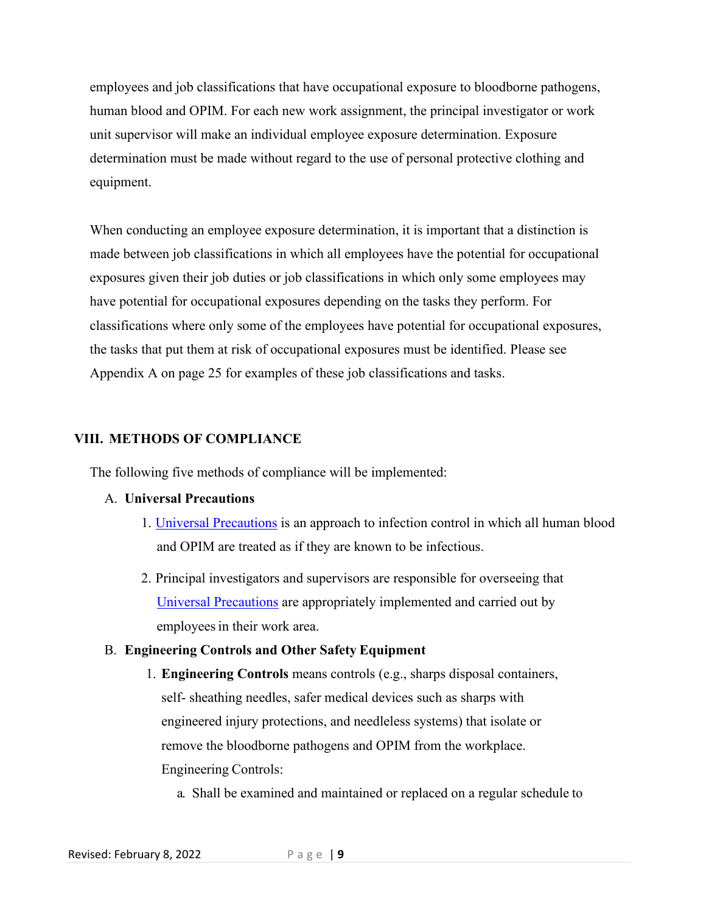employees and job classifications that have occupational exposure to bloodborne pathogens, human blood and OPIM. For each new work assignment, the principal investigator or work unit supervisor will make an individual employee exposure determination. Exposure determination must be made without regard to the use of personal protective clothing and equipment.

When conducting an employee exposure determination, it is important that a distinction is made between job classifications in which all employees have the potential for occupational exposures given their job duties or job classifications in which only some employees may have potential for occupational exposures depending on the tasks they perform. For classifications where only some of the employees have potential for occupational exposures, the tasks that put them at risk of occupational exposures must be identified. Please see Appendix A on page 25 for examples of these job classifications and tasks.

## VIII. METHODS OF COMPLIANCE

The following five methods of compliance will be implemented:

A. **Universal Precautions**

1. Universal Precautions is an approach to infection control in which all human blood and OPIM are treated as if they are known to be infectious.
2. Principal investigators and supervisors are responsible for overseeing that Universal Precautions are appropriately implemented and carried out by employees in their work area.

B. **Engineering Controls and Other Safety Equipment**

1. **Engineering Controls** means controls (e.g., sharps disposal containers, self- sheathing needles, safer medical devices such as sharps with engineered injury protections, and needleless systems) that isolate or remove the bloodborne pathogens and OPIM from the workplace. Engineering Controls:
   a. Shall be examined and maintained or replaced on a regular schedule to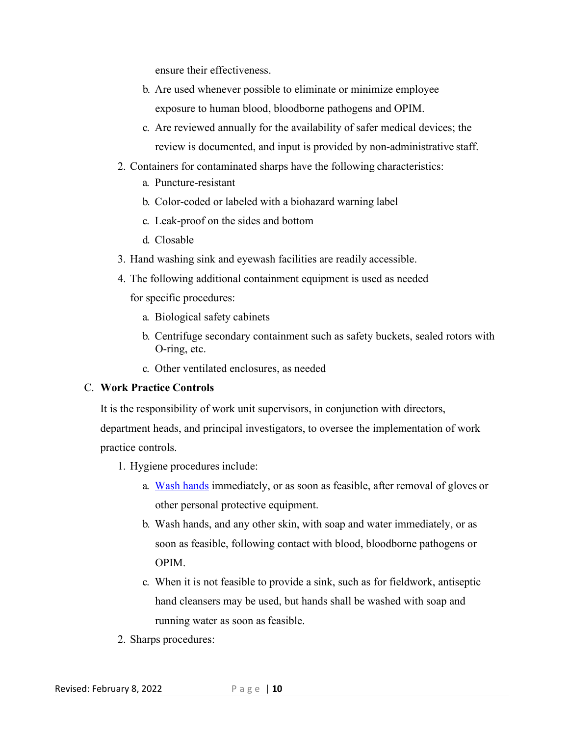ensure their effectiveness.

   b. Are used whenever possible to eliminate or minimize employee exposure to human blood, bloodborne pathogens and OPIM.
   c. Are reviewed annually for the availability of safer medical devices; the review is documented, and input is provided by non-administrative staff.

2. Containers for contaminated sharps have the following characteristics:
   a. Puncture-resistant
   b. Color-coded or labeled with a biohazard warning label
   c. Leak-proof on the sides and bottom
   d. Closable
3. Hand washing sink and eyewash facilities are readily accessible.
4. The following additional containment equipment is used as needed for specific procedures:
   a. Biological safety cabinets
   b. Centrifuge secondary containment such as safety buckets, sealed rotors with O-ring, etc.
   c. Other ventilated enclosures, as needed

C. **Work Practice Controls**

It is the responsibility of work unit supervisors, in conjunction with directors, department heads, and principal investigators, to oversee the implementation of work practice controls.

1. Hygiene procedures include:
   a. Wash hands immediately, or as soon as feasible, after removal of gloves or other personal protective equipment.
   b. Wash hands, and any other skin, with soap and water immediately, or as soon as feasible, following contact with blood, bloodborne pathogens or OPIM.
   c. When it is not feasible to provide a sink, such as for fieldwork, antiseptic hand cleansers may be used, but hands shall be washed with soap and running water as soon as feasible.
2. Sharps procedures: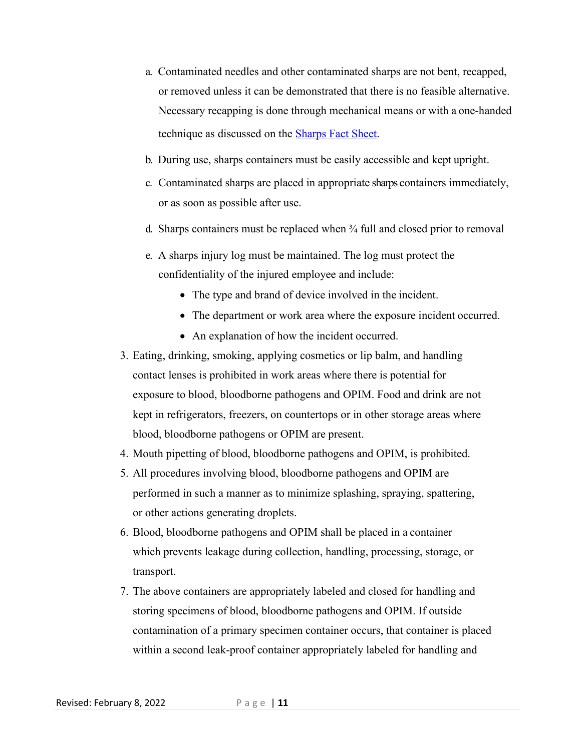a. Contaminated needles and other contaminated sharps are not bent, recapped, or removed unless it can be demonstrated that there is no feasible alternative. Necessary recapping is done through mechanical means or with a one-handed technique as discussed on the [Sharps Fact Sheet](#).

   b. During use, sharps containers must be easily accessible and kept upright.

   c. Contaminated sharps are placed in appropriate sharps containers immediately, or as soon as possible after use.

   d. Sharps containers must be replaced when ¾ full and closed prior to removal

   e. A sharps injury log must be maintained. The log must protect the confidentiality of the injured employee and include:

      - The type and brand of device involved in the incident.
      - The department or work area where the exposure incident occurred.
      - An explanation of how the incident occurred.

3. Eating, drinking, smoking, applying cosmetics or lip balm, and handling contact lenses is prohibited in work areas where there is potential for exposure to blood, bloodborne pathogens and OPIM. Food and drink are not kept in refrigerators, freezers, on countertops or in other storage areas where blood, bloodborne pathogens or OPIM are present.
4. Mouth pipetting of blood, bloodborne pathogens and OPIM, is prohibited.
5. All procedures involving blood, bloodborne pathogens and OPIM are performed in such a manner as to minimize splashing, spraying, spattering, or other actions generating droplets.
6. Blood, bloodborne pathogens and OPIM shall be placed in a container which prevents leakage during collection, handling, processing, storage, or transport.
7. The above containers are appropriately labeled and closed for handling and storing specimens of blood, bloodborne pathogens and OPIM. If outside contamination of a primary specimen container occurs, that container is placed within a second leak-proof container appropriately labeled for handling and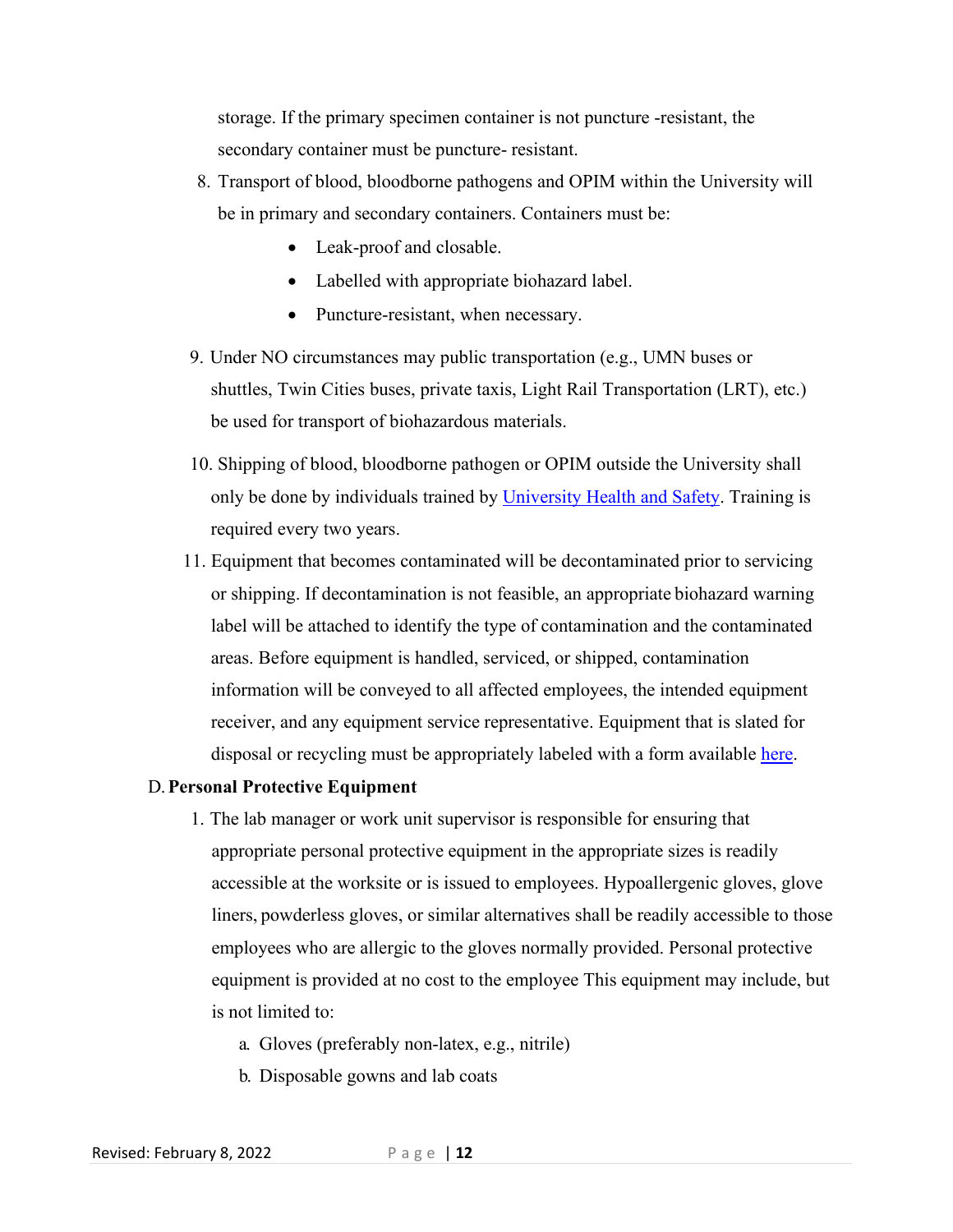storage. If the primary specimen container is not puncture -resistant, the secondary container must be puncture- resistant.

8. Transport of blood, bloodborne pathogens and OPIM within the University will be in primary and secondary containers. Containers must be:
    - Leak-proof and closable.
    - Labelled with appropriate biohazard label.
    - Puncture-resistant, when necessary.
9. Under NO circumstances may public transportation (e.g., UMN buses or shuttles, Twin Cities buses, private taxis, Light Rail Transportation (LRT), etc.) be used for transport of biohazardous materials.
10. Shipping of blood, bloodborne pathogen or OPIM outside the University shall only be done by individuals trained by University Health and Safety. Training is required every two years.
11. Equipment that becomes contaminated will be decontaminated prior to servicing or shipping. If decontamination is not feasible, an appropriate biohazard warning label will be attached to identify the type of contamination and the contaminated areas. Before equipment is handled, serviced, or shipped, contamination information will be conveyed to all affected employees, the intended equipment receiver, and any equipment service representative. Equipment that is slated for disposal or recycling must be appropriately labeled with a form available here.

D. **Personal Protective Equipment**

1. The lab manager or work unit supervisor is responsible for ensuring that appropriate personal protective equipment in the appropriate sizes is readily accessible at the worksite or is issued to employees. Hypoallergenic gloves, glove liners, powderless gloves, or similar alternatives shall be readily accessible to those employees who are allergic to the gloves normally provided. Personal protective equipment is provided at no cost to the employee This equipment may include, but is not limited to:
    a. Gloves (preferably non-latex, e.g., nitrile)
    b. Disposable gowns and lab coats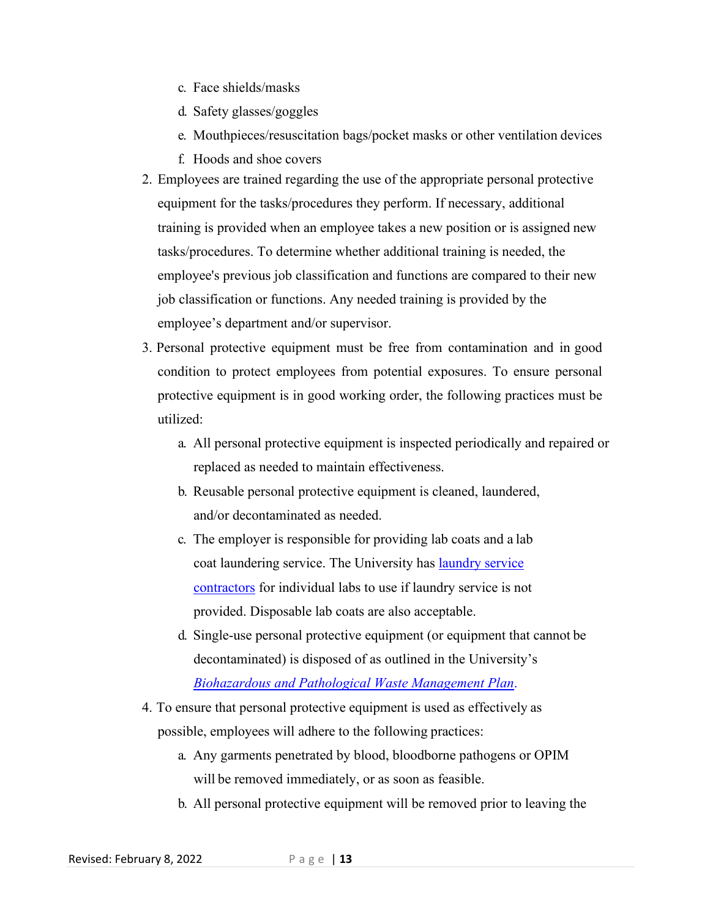c. Face shields/masks
    d. Safety glasses/goggles
    e. Mouthpieces/resuscitation bags/pocket masks or other ventilation devices
    f. Hoods and shoe covers

2. Employees are trained regarding the use of the appropriate personal protective equipment for the tasks/procedures they perform. If necessary, additional training is provided when an employee takes a new position or is assigned new tasks/procedures. To determine whether additional training is needed, the employee's previous job classification and functions are compared to their new job classification or functions. Any needed training is provided by the employee's department and/or supervisor.
3. Personal protective equipment must be free from contamination and in good condition to protect employees from potential exposures. To ensure personal protective equipment is in good working order, the following practices must be utilized:
    a. All personal protective equipment is inspected periodically and repaired or replaced as needed to maintain effectiveness.
    b. Reusable personal protective equipment is cleaned, laundered, and/or decontaminated as needed.
    c. The employer is responsible for providing lab coats and a lab coat laundering service. The University has laundry service contractors for individual labs to use if laundry service is not provided. Disposable lab coats are also acceptable.
    d. Single-use personal protective equipment (or equipment that cannot be decontaminated) is disposed of as outlined in the University's *Biohazardous and Pathological Waste Management Plan*.
4. To ensure that personal protective equipment is used as effectively as possible, employees will adhere to the following practices:
    a. Any garments penetrated by blood, bloodborne pathogens or OPIM will be removed immediately, or as soon as feasible.
    b. All personal protective equipment will be removed prior to leaving the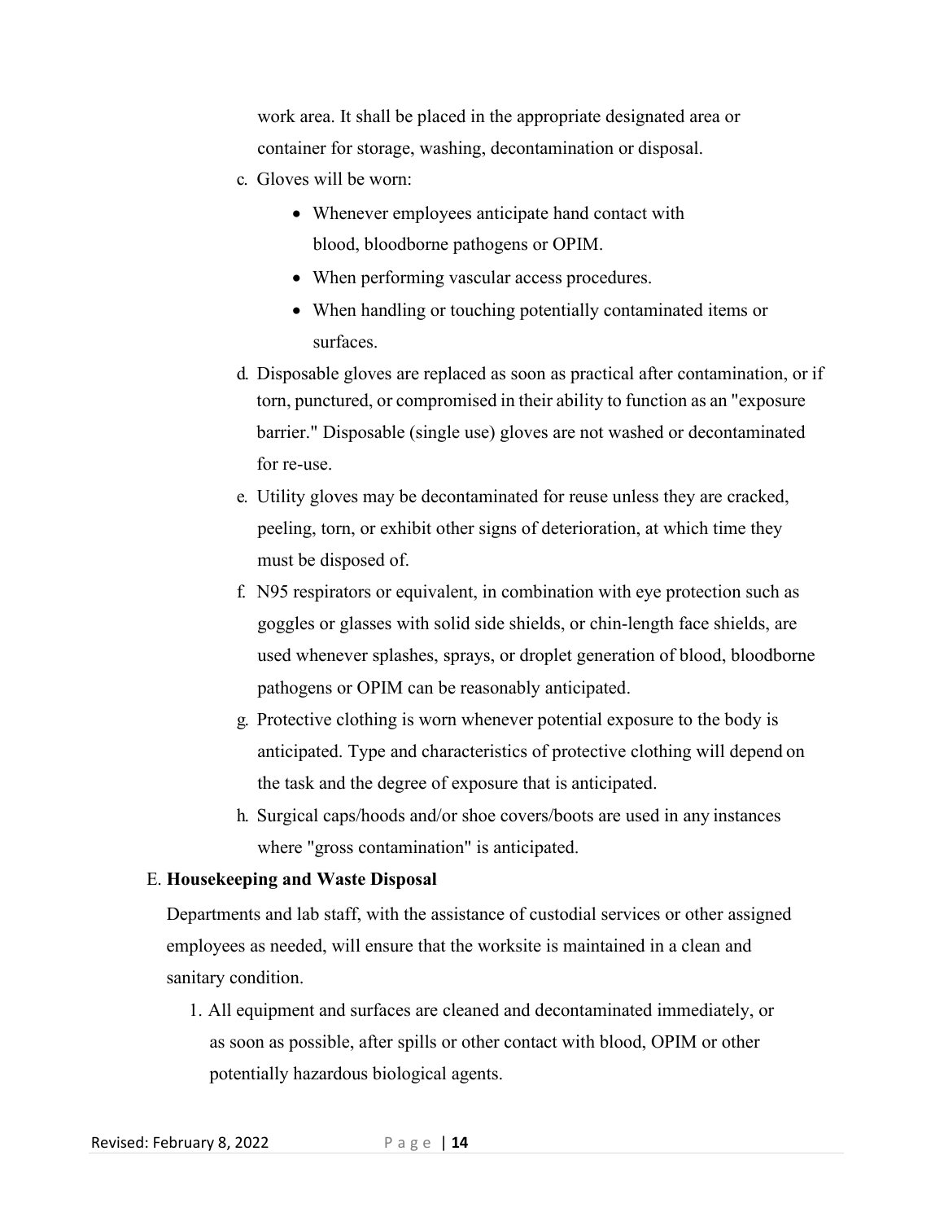work area. It shall be placed in the appropriate designated area or container for storage, washing, decontamination or disposal.

c. Gloves will be worn:
   - Whenever employees anticipate hand contact with blood, bloodborne pathogens or OPIM.
   - When performing vascular access procedures.
   - When handling or touching potentially contaminated items or surfaces.
d. Disposable gloves are replaced as soon as practical after contamination, or if torn, punctured, or compromised in their ability to function as an "exposure barrier." Disposable (single use) gloves are not washed or decontaminated for re-use.
e. Utility gloves may be decontaminated for reuse unless they are cracked, peeling, torn, or exhibit other signs of deterioration, at which time they must be disposed of.
f. N95 respirators or equivalent, in combination with eye protection such as goggles or glasses with solid side shields, or chin-length face shields, are used whenever splashes, sprays, or droplet generation of blood, bloodborne pathogens or OPIM can be reasonably anticipated.
g. Protective clothing is worn whenever potential exposure to the body is anticipated. Type and characteristics of protective clothing will depend on the task and the degree of exposure that is anticipated.
h. Surgical caps/hoods and/or shoe covers/boots are used in any instances where "gross contamination" is anticipated.

E. **Housekeeping and Waste Disposal**

Departments and lab staff, with the assistance of custodial services or other assigned employees as needed, will ensure that the worksite is maintained in a clean and sanitary condition.

1. All equipment and surfaces are cleaned and decontaminated immediately, or as soon as possible, after spills or other contact with blood, OPIM or other potentially hazardous biological agents.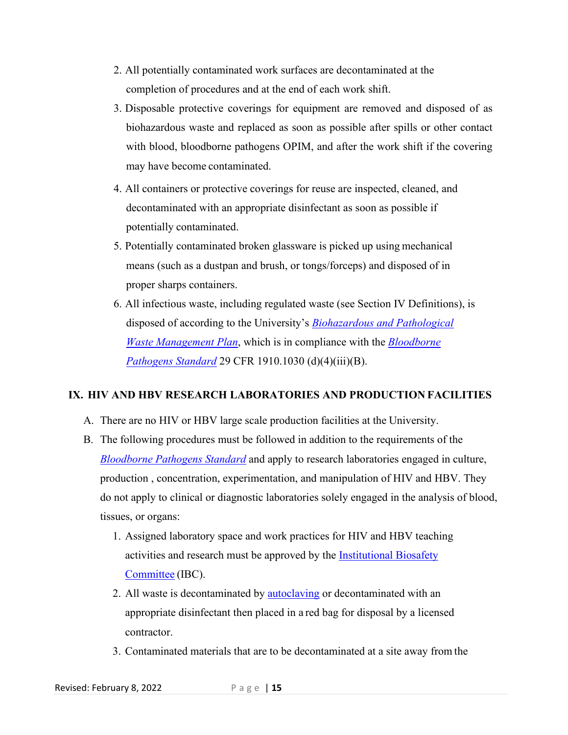2. All potentially contaminated work surfaces are decontaminated at the completion of procedures and at the end of each work shift.
3. Disposable protective coverings for equipment are removed and disposed of as biohazardous waste and replaced as soon as possible after spills or other contact with blood, bloodborne pathogens OPIM, and after the work shift if the covering may have become contaminated.
4. All containers or protective coverings for reuse are inspected, cleaned, and decontaminated with an appropriate disinfectant as soon as possible if potentially contaminated.
5. Potentially contaminated broken glassware is picked up using mechanical means (such as a dustpan and brush, or tongs/forceps) and disposed of in proper sharps containers.
6. All infectious waste, including regulated waste (see Section IV Definitions), is disposed of according to the University's *Biohazardous and Pathological Waste Management Plan*, which is in compliance with the *Bloodborne Pathogens Standard* 29 CFR 1910.1030 (d)(4)(iii)(B).

## IX. HIV AND HBV RESEARCH LABORATORIES AND PRODUCTION FACILITIES

A. There are no HIV or HBV large scale production facilities at the University.

B. The following procedures must be followed in addition to the requirements of the *Bloodborne Pathogens Standard* and apply to research laboratories engaged in culture, production , concentration, experimentation, and manipulation of HIV and HBV. They do not apply to clinical or diagnostic laboratories solely engaged in the analysis of blood, tissues, or organs:

1. Assigned laboratory space and work practices for HIV and HBV teaching activities and research must be approved by the Institutional Biosafety Committee (IBC).
2. All waste is decontaminated by autoclaving or decontaminated with an appropriate disinfectant then placed in a red bag for disposal by a licensed contractor.
3. Contaminated materials that are to be decontaminated at a site away from the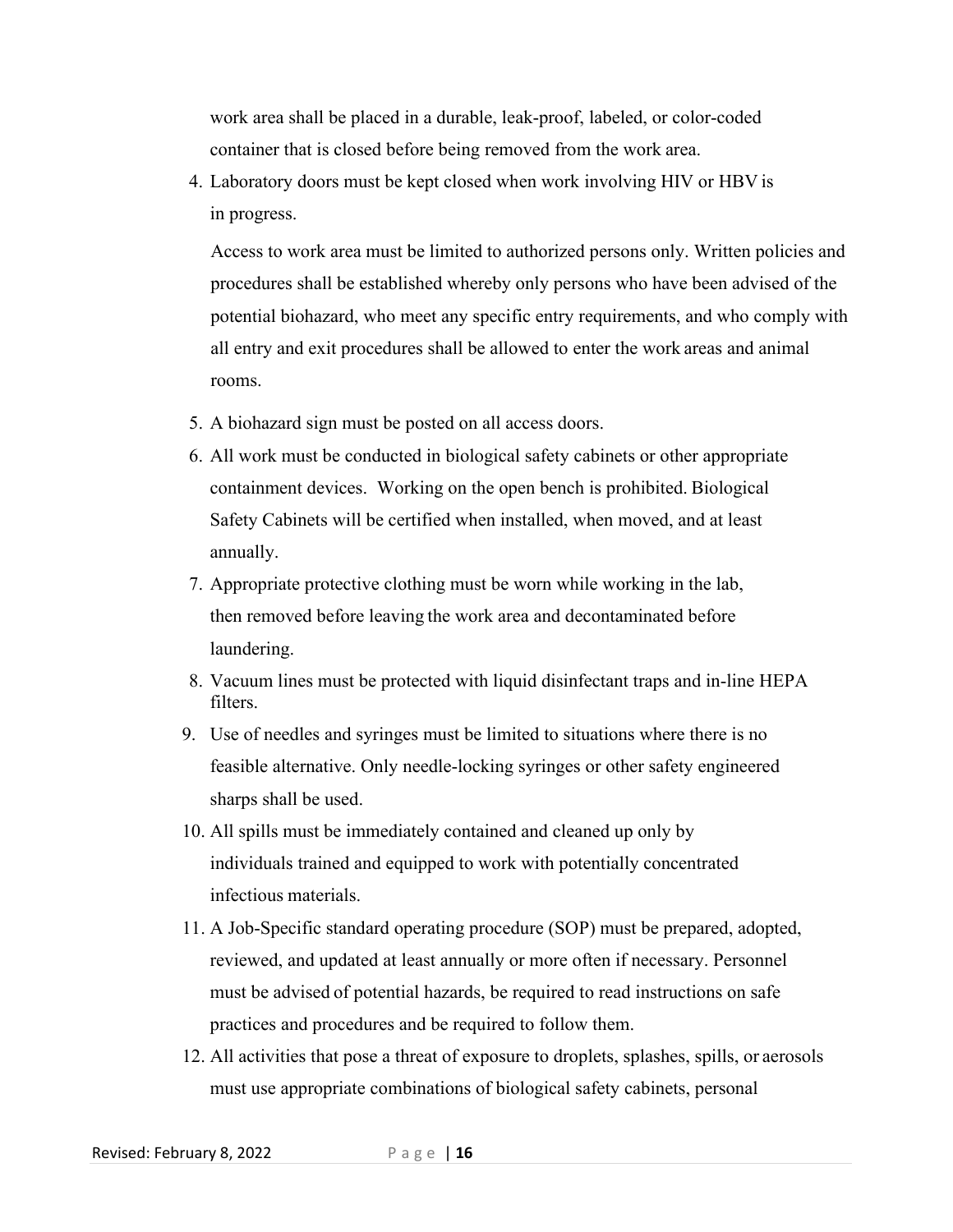work area shall be placed in a durable, leak-proof, labeled, or color-coded container that is closed before being removed from the work area.

4. Laboratory doors must be kept closed when work involving HIV or HBV is in progress.

   Access to work area must be limited to authorized persons only. Written policies and procedures shall be established whereby only persons who have been advised of the potential biohazard, who meet any specific entry requirements, and who comply with all entry and exit procedures shall be allowed to enter the work areas and animal rooms.

5. A biohazard sign must be posted on all access doors.
6. All work must be conducted in biological safety cabinets or other appropriate containment devices. Working on the open bench is prohibited. Biological Safety Cabinets will be certified when installed, when moved, and at least annually.
7. Appropriate protective clothing must be worn while working in the lab, then removed before leaving the work area and decontaminated before laundering.
8. Vacuum lines must be protected with liquid disinfectant traps and in-line HEPA filters.
9. Use of needles and syringes must be limited to situations where there is no feasible alternative. Only needle-locking syringes or other safety engineered sharps shall be used.
10. All spills must be immediately contained and cleaned up only by individuals trained and equipped to work with potentially concentrated infectious materials.
11. A Job-Specific standard operating procedure (SOP) must be prepared, adopted, reviewed, and updated at least annually or more often if necessary. Personnel must be advised of potential hazards, be required to read instructions on safe practices and procedures and be required to follow them.
12. All activities that pose a threat of exposure to droplets, splashes, spills, or aerosols must use appropriate combinations of biological safety cabinets, personal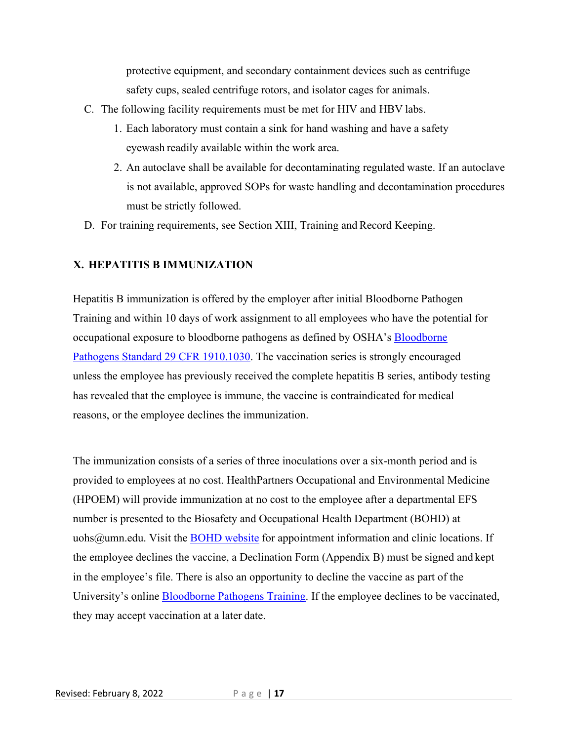protective equipment, and secondary containment devices such as centrifuge safety cups, sealed centrifuge rotors, and isolator cages for animals.

C. The following facility requirements must be met for HIV and HBV labs.

   1. Each laboratory must contain a sink for hand washing and have a safety eyewash readily available within the work area.
   2. An autoclave shall be available for decontaminating regulated waste. If an autoclave is not available, approved SOPs for waste handling and decontamination procedures must be strictly followed.

D. For training requirements, see Section XIII, Training and Record Keeping.

## X. HEPATITIS B IMMUNIZATION

Hepatitis B immunization is offered by the employer after initial Bloodborne Pathogen Training and within 10 days of work assignment to all employees who have the potential for occupational exposure to bloodborne pathogens as defined by OSHA's [Bloodborne Pathogens Standard 29 CFR 1910.1030](). The vaccination series is strongly encouraged unless the employee has previously received the complete hepatitis B series, antibody testing has revealed that the employee is immune, the vaccine is contraindicated for medical reasons, or the employee declines the immunization.

The immunization consists of a series of three inoculations over a six-month period and is provided to employees at no cost. HealthPartners Occupational and Environmental Medicine (HPOEM) will provide immunization at no cost to the employee after a departmental EFS number is presented to the Biosafety and Occupational Health Department (BOHD) at uohs@umn.edu. Visit the [BOHD website]() for appointment information and clinic locations. If the employee declines the vaccine, a Declination Form (Appendix B) must be signed and kept in the employee's file. There is also an opportunity to decline the vaccine as part of the University's online [Bloodborne Pathogens Training](). If the employee declines to be vaccinated, they may accept vaccination at a later date.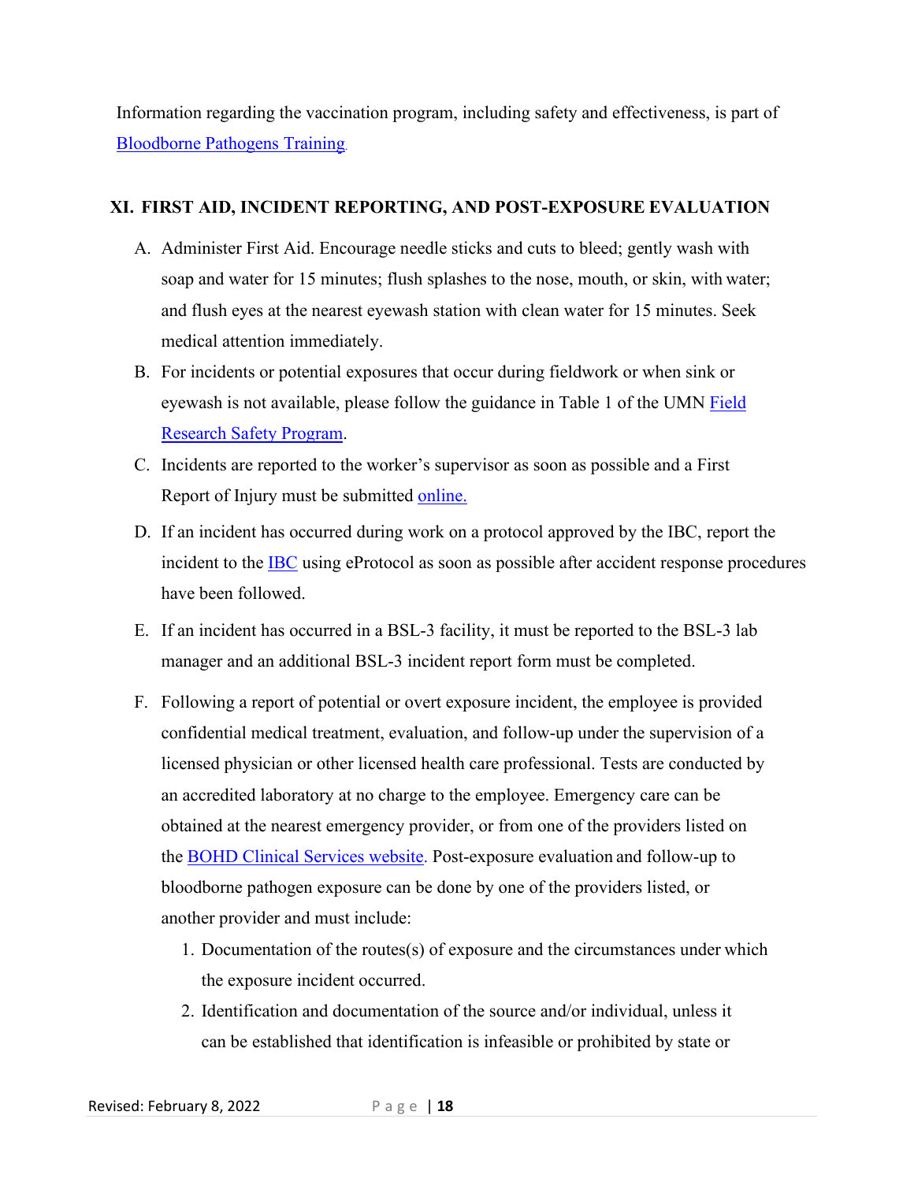Information regarding the vaccination program, including safety and effectiveness, is part of Bloodborne Pathogens Training.

## XI. FIRST AID, INCIDENT REPORTING, AND POST-EXPOSURE EVALUATION

A. Administer First Aid. Encourage needle sticks and cuts to bleed; gently wash with soap and water for 15 minutes; flush splashes to the nose, mouth, or skin, with water; and flush eyes at the nearest eyewash station with clean water for 15 minutes. Seek medical attention immediately.

B. For incidents or potential exposures that occur during fieldwork or when sink or eyewash is not available, please follow the guidance in Table 1 of the UMN Field Research Safety Program.

C. Incidents are reported to the worker's supervisor as soon as possible and a First Report of Injury must be submitted online.

D. If an incident has occurred during work on a protocol approved by the IBC, report the incident to the IBC using eProtocol as soon as possible after accident response procedures have been followed.

E. If an incident has occurred in a BSL-3 facility, it must be reported to the BSL-3 lab manager and an additional BSL-3 incident report form must be completed.

F. Following a report of potential or overt exposure incident, the employee is provided confidential medical treatment, evaluation, and follow-up under the supervision of a licensed physician or other licensed health care professional. Tests are conducted by an accredited laboratory at no charge to the employee. Emergency care can be obtained at the nearest emergency provider, or from one of the providers listed on the BOHD Clinical Services website. Post-exposure evaluation and follow-up to bloodborne pathogen exposure can be done by one of the providers listed, or another provider and must include:

   1. Documentation of the routes(s) of exposure and the circumstances under which the exposure incident occurred.
   2. Identification and documentation of the source and/or individual, unless it can be established that identification is infeasible or prohibited by state or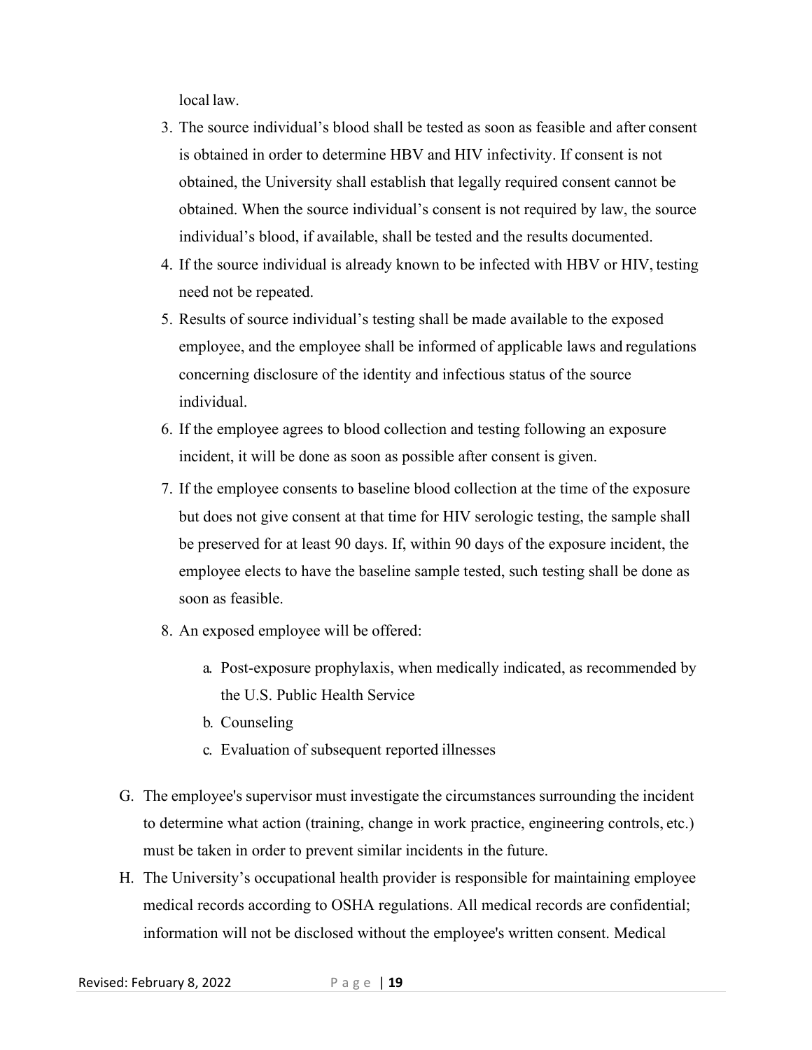local law.

3. The source individual's blood shall be tested as soon as feasible and after consent is obtained in order to determine HBV and HIV infectivity. If consent is not obtained, the University shall establish that legally required consent cannot be obtained. When the source individual's consent is not required by law, the source individual's blood, if available, shall be tested and the results documented.
4. If the source individual is already known to be infected with HBV or HIV, testing need not be repeated.
5. Results of source individual's testing shall be made available to the exposed employee, and the employee shall be informed of applicable laws and regulations concerning disclosure of the identity and infectious status of the source individual.
6. If the employee agrees to blood collection and testing following an exposure incident, it will be done as soon as possible after consent is given.
7. If the employee consents to baseline blood collection at the time of the exposure but does not give consent at that time for HIV serologic testing, the sample shall be preserved for at least 90 days. If, within 90 days of the exposure incident, the employee elects to have the baseline sample tested, such testing shall be done as soon as feasible.
8. An exposed employee will be offered:
   a. Post-exposure prophylaxis, when medically indicated, as recommended by the U.S. Public Health Service
   b. Counseling
   c. Evaluation of subsequent reported illnesses

G. The employee's supervisor must investigate the circumstances surrounding the incident to determine what action (training, change in work practice, engineering controls, etc.) must be taken in order to prevent similar incidents in the future.

H. The University's occupational health provider is responsible for maintaining employee medical records according to OSHA regulations. All medical records are confidential; information will not be disclosed without the employee's written consent. Medical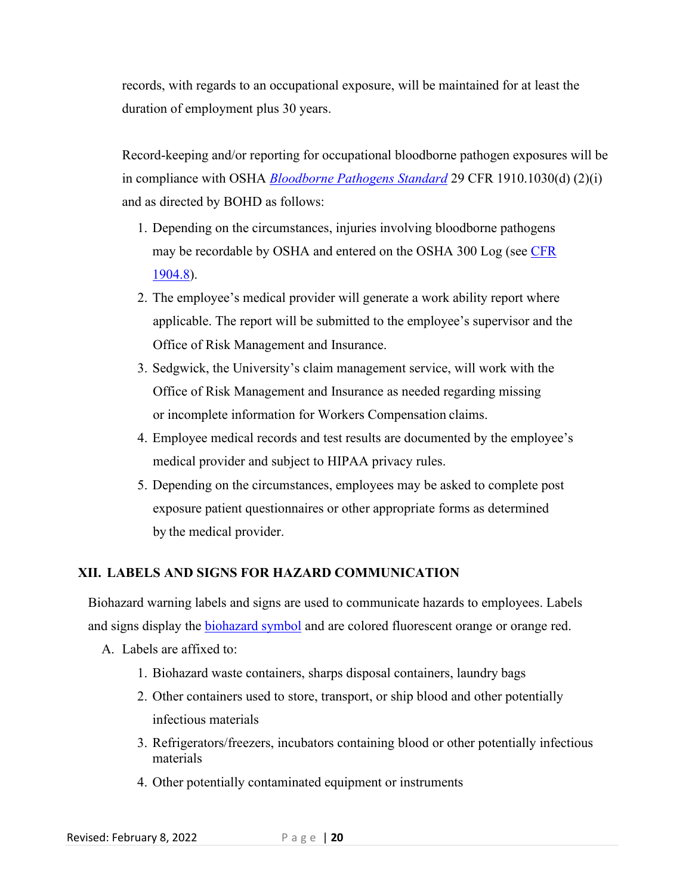records, with regards to an occupational exposure, will be maintained for at least the duration of employment plus 30 years.

Record-keeping and/or reporting for occupational bloodborne pathogen exposures will be in compliance with OSHA *Bloodborne Pathogens Standard* 29 CFR 1910.1030(d) (2)(i) and as directed by BOHD as follows:

1. Depending on the circumstances, injuries involving bloodborne pathogens may be recordable by OSHA and entered on the OSHA 300 Log (see CFR 1904.8).
2. The employee's medical provider will generate a work ability report where applicable. The report will be submitted to the employee's supervisor and the Office of Risk Management and Insurance.
3. Sedgwick, the University's claim management service, will work with the Office of Risk Management and Insurance as needed regarding missing or incomplete information for Workers Compensation claims.
4. Employee medical records and test results are documented by the employee's medical provider and subject to HIPAA privacy rules.
5. Depending on the circumstances, employees may be asked to complete post exposure patient questionnaires or other appropriate forms as determined by the medical provider.

## XII. LABELS AND SIGNS FOR HAZARD COMMUNICATION

Biohazard warning labels and signs are used to communicate hazards to employees. Labels and signs display the biohazard symbol and are colored fluorescent orange or orange red.

A. Labels are affixed to:

1. Biohazard waste containers, sharps disposal containers, laundry bags
2. Other containers used to store, transport, or ship blood and other potentially infectious materials
3. Refrigerators/freezers, incubators containing blood or other potentially infectious materials
4. Other potentially contaminated equipment or instruments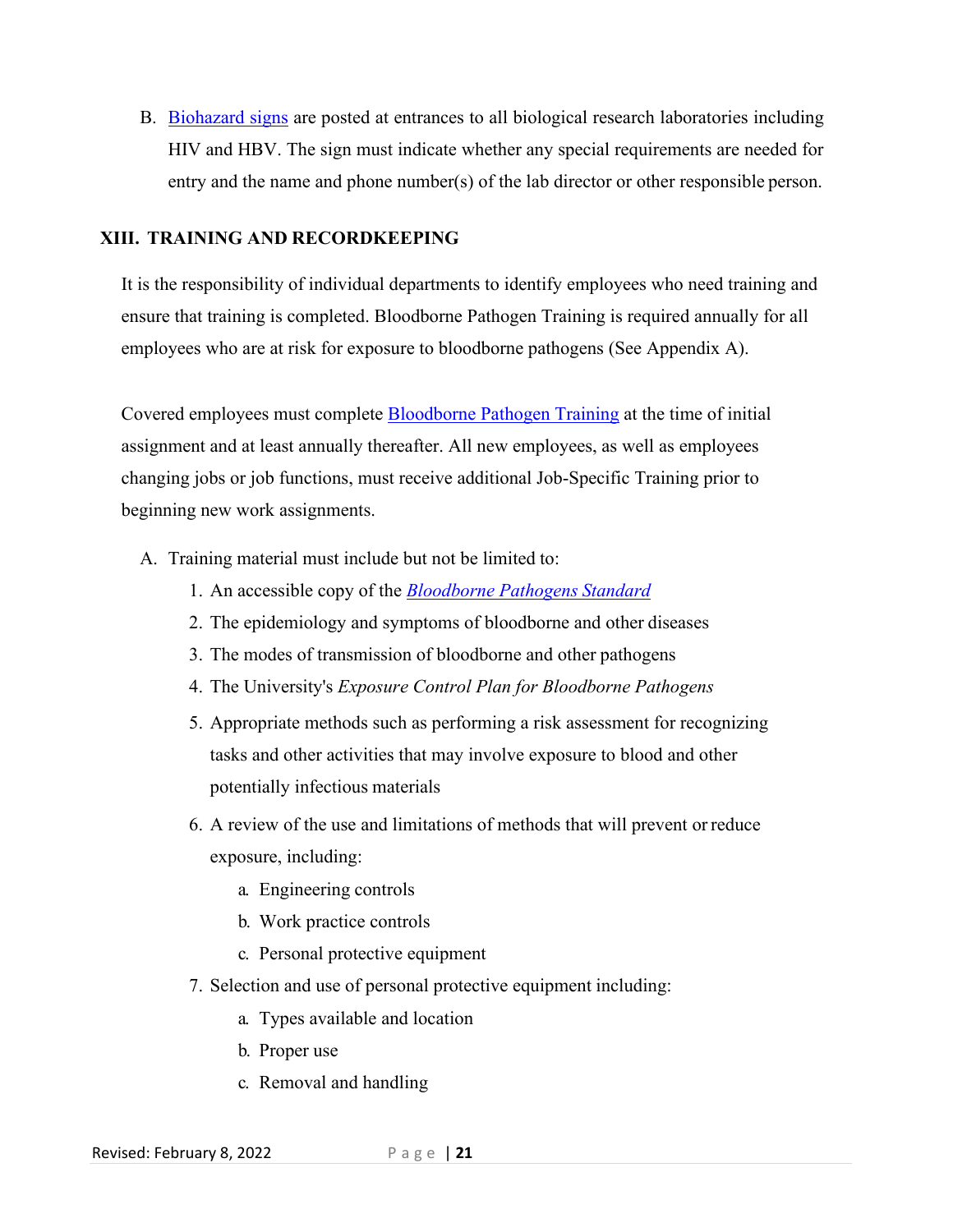B. Biohazard signs are posted at entrances to all biological research laboratories including HIV and HBV. The sign must indicate whether any special requirements are needed for entry and the name and phone number(s) of the lab director or other responsible person.

## XIII. TRAINING AND RECORDKEEPING

It is the responsibility of individual departments to identify employees who need training and ensure that training is completed. Bloodborne Pathogen Training is required annually for all employees who are at risk for exposure to bloodborne pathogens (See Appendix A).

Covered employees must complete Bloodborne Pathogen Training at the time of initial assignment and at least annually thereafter. All new employees, as well as employees changing jobs or job functions, must receive additional Job-Specific Training prior to beginning new work assignments.

A. Training material must include but not be limited to:
   1. An accessible copy of the *Bloodborne Pathogens Standard*
   2. The epidemiology and symptoms of bloodborne and other diseases
   3. The modes of transmission of bloodborne and other pathogens
   4. The University's *Exposure Control Plan for Bloodborne Pathogens*
   5. Appropriate methods such as performing a risk assessment for recognizing tasks and other activities that may involve exposure to blood and other potentially infectious materials
   6. A review of the use and limitations of methods that will prevent or reduce exposure, including:
      a. Engineering controls
      b. Work practice controls
      c. Personal protective equipment
   7. Selection and use of personal protective equipment including:
      a. Types available and location
      b. Proper use
      c. Removal and handling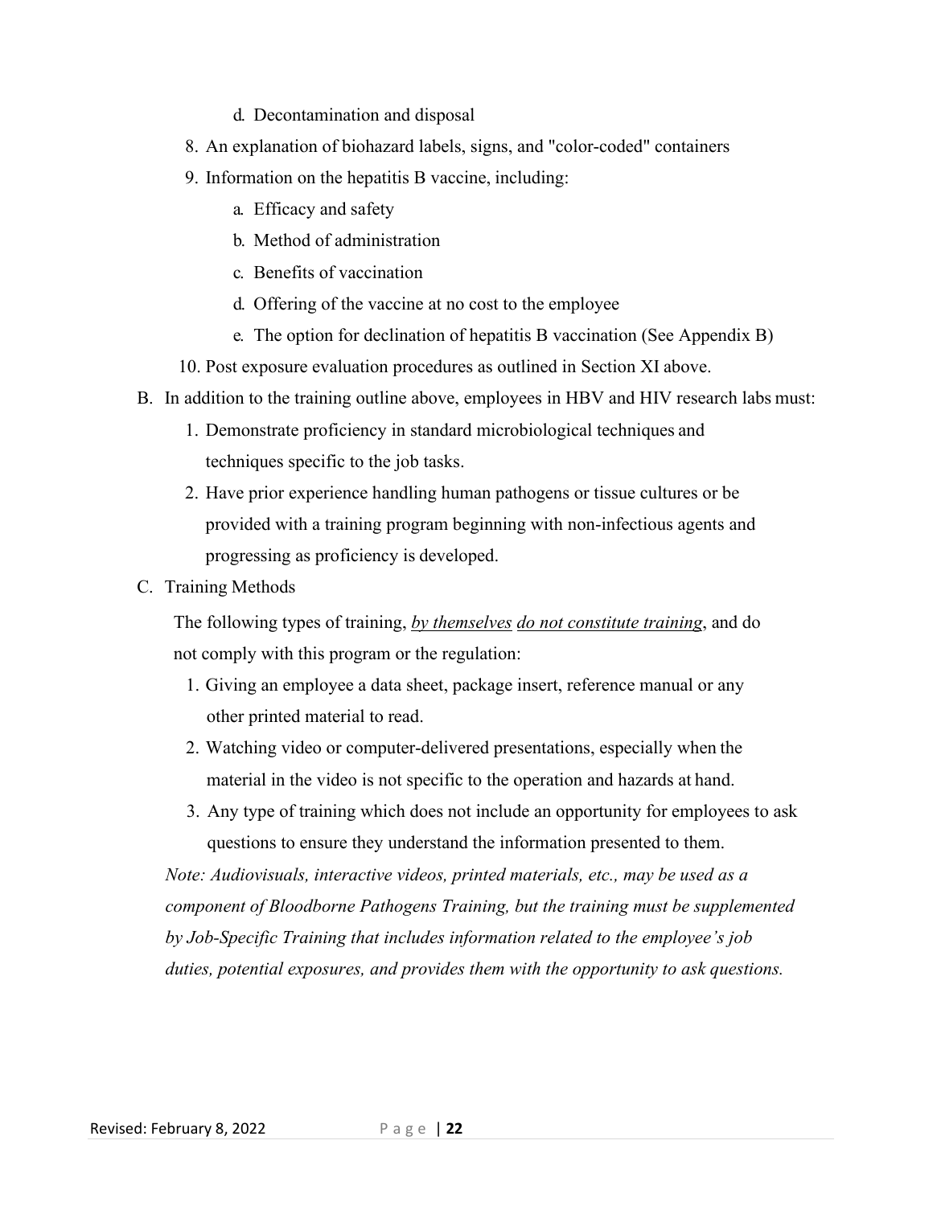d. Decontamination and disposal

8. An explanation of biohazard labels, signs, and "color-coded" containers
9. Information on the hepatitis B vaccine, including:
    a. Efficacy and safety
    b. Method of administration
    c. Benefits of vaccination
    d. Offering of the vaccine at no cost to the employee
    e. The option for declination of hepatitis B vaccination (See Appendix B)
10. Post exposure evaluation procedures as outlined in Section XI above.

B. In addition to the training outline above, employees in HBV and HIV research labs must:
    1. Demonstrate proficiency in standard microbiological techniques and techniques specific to the job tasks.
    2. Have prior experience handling human pathogens or tissue cultures or be provided with a training program beginning with non-infectious agents and progressing as proficiency is developed.

C. Training Methods

The following types of training, <u>*by themselves*</u> <u>*do not constitute training*</u>, and do not comply with this program or the regulation:

1. Giving an employee a data sheet, package insert, reference manual or any other printed material to read.
2. Watching video or computer-delivered presentations, especially when the material in the video is not specific to the operation and hazards at hand.
3. Any type of training which does not include an opportunity for employees to ask questions to ensure they understand the information presented to them.

*Note: Audiovisuals, interactive videos, printed materials, etc., may be used as a component of Bloodborne Pathogens Training, but the training must be supplemented by Job-Specific Training that includes information related to the employee's job duties, potential exposures, and provides them with the opportunity to ask questions.*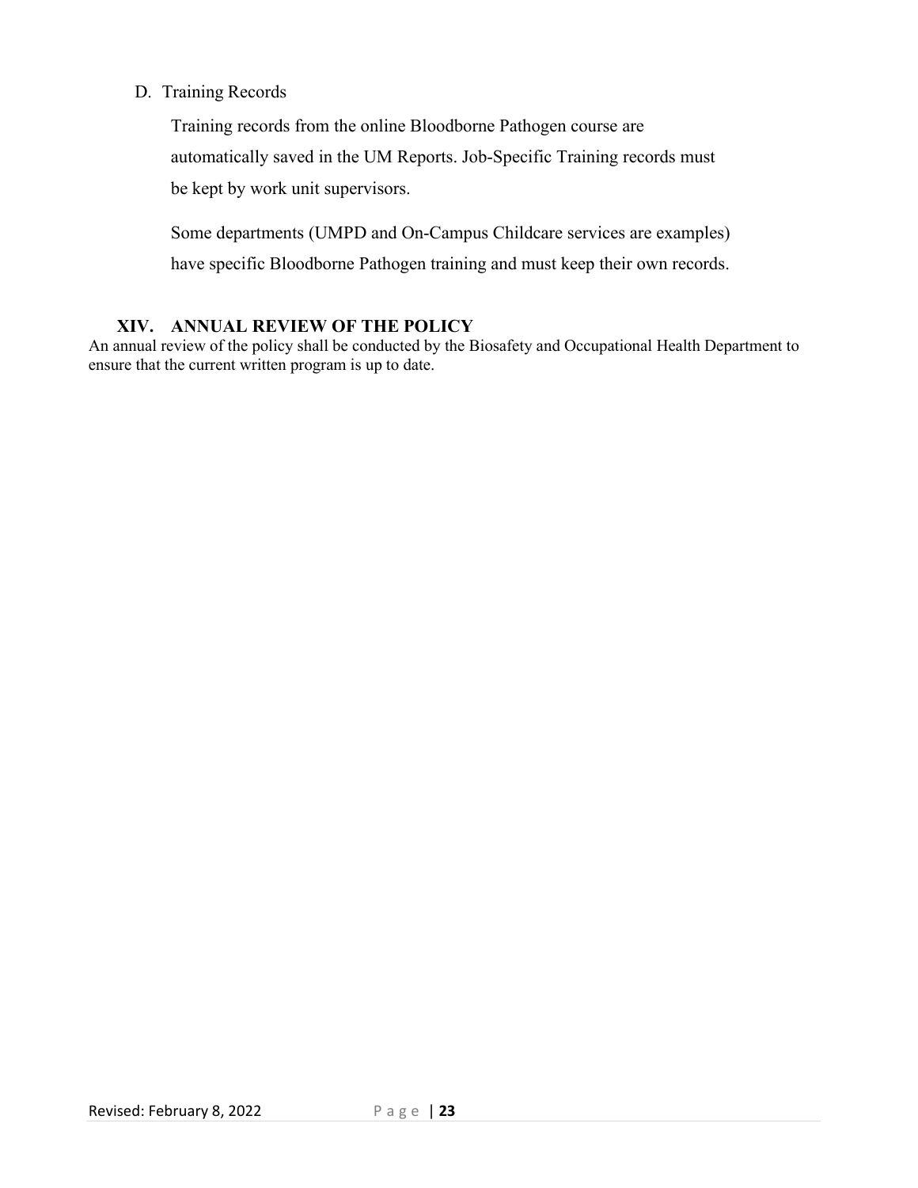D. Training Records

Training records from the online Bloodborne Pathogen course are automatically saved in the UM Reports. Job-Specific Training records must be kept by work unit supervisors.

Some departments (UMPD and On-Campus Childcare services are examples) have specific Bloodborne Pathogen training and must keep their own records.

## XIV. ANNUAL REVIEW OF THE POLICY

An annual review of the policy shall be conducted by the Biosafety and Occupational Health Department to ensure that the current written program is up to date.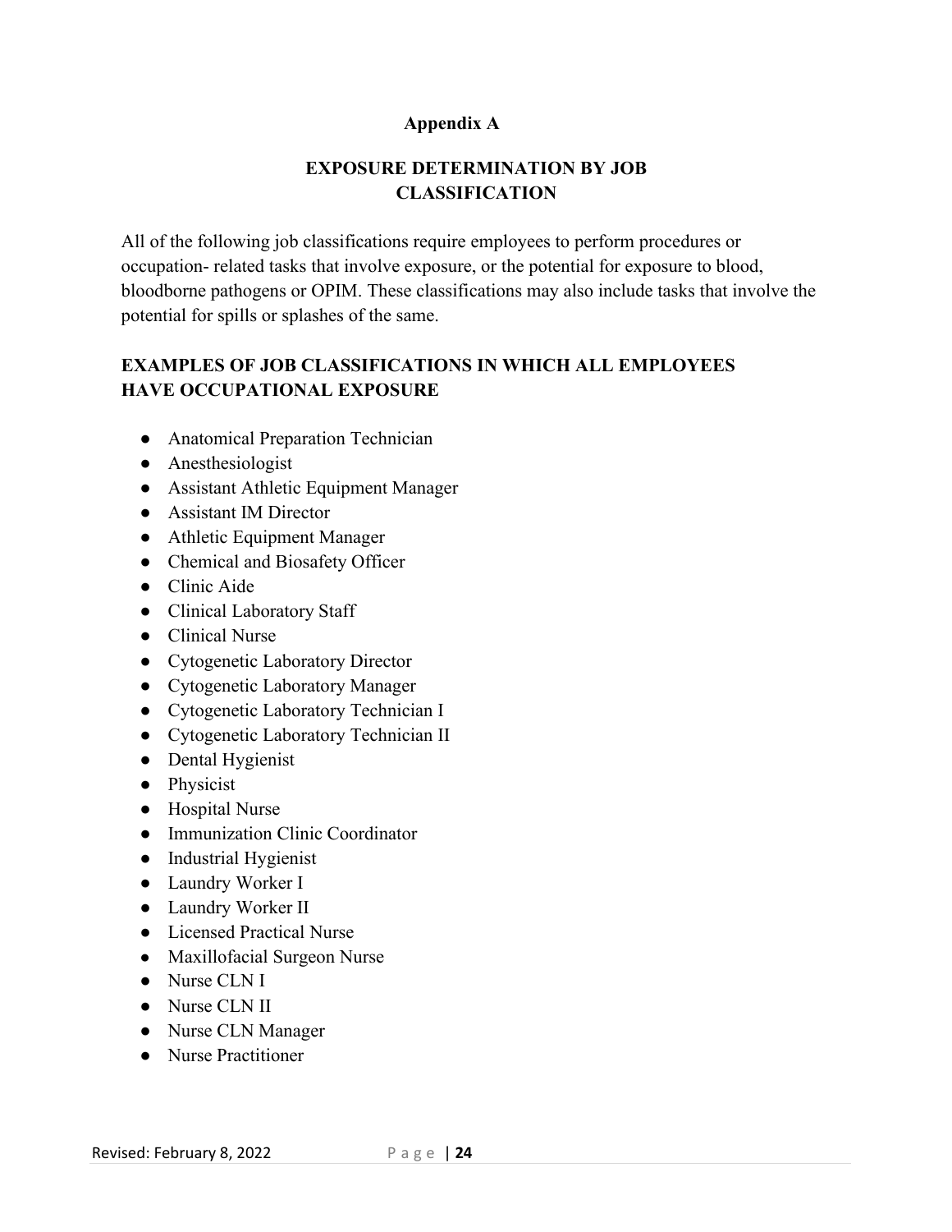# Appendix A

## EXPOSURE DETERMINATION BY JOB CLASSIFICATION

All of the following job classifications require employees to perform procedures or occupation- related tasks that involve exposure, or the potential for exposure to blood, bloodborne pathogens or OPIM. These classifications may also include tasks that involve the potential for spills or splashes of the same.

### EXAMPLES OF JOB CLASSIFICATIONS IN WHICH ALL EMPLOYEES HAVE OCCUPATIONAL EXPOSURE

- Anatomical Preparation Technician
- Anesthesiologist
- Assistant Athletic Equipment Manager
- Assistant IM Director
- Athletic Equipment Manager
- Chemical and Biosafety Officer
- Clinic Aide
- Clinical Laboratory Staff
- Clinical Nurse
- Cytogenetic Laboratory Director
- Cytogenetic Laboratory Manager
- Cytogenetic Laboratory Technician I
- Cytogenetic Laboratory Technician II
- Dental Hygienist
- Physicist
- Hospital Nurse
- Immunization Clinic Coordinator
- Industrial Hygienist
- Laundry Worker I
- Laundry Worker II
- Licensed Practical Nurse
- Maxillofacial Surgeon Nurse
- Nurse CLN I
- Nurse CLN II
- Nurse CLN Manager
- Nurse Practitioner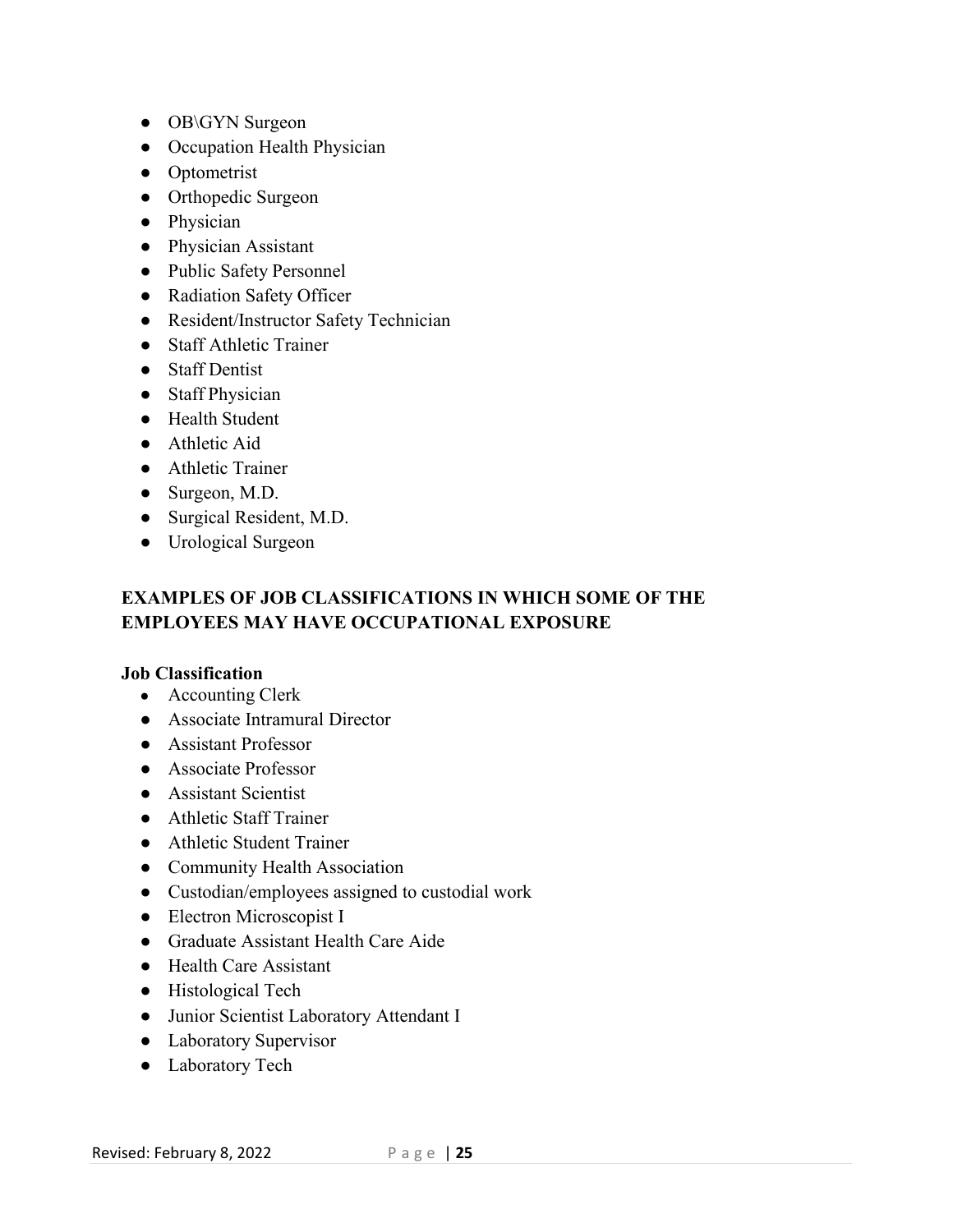- OB\GYN Surgeon
- Occupation Health Physician
- Optometrist
- Orthopedic Surgeon
- Physician
- Physician Assistant
- Public Safety Personnel
- Radiation Safety Officer
- Resident/Instructor Safety Technician
- Staff Athletic Trainer
- Staff Dentist
- Staff Physician
- Health Student
- Athletic Aid
- Athletic Trainer
- Surgeon, M.D.
- Surgical Resident, M.D.
- Urological Surgeon

## EXAMPLES OF JOB CLASSIFICATIONS IN WHICH SOME OF THE EMPLOYEES MAY HAVE OCCUPATIONAL EXPOSURE

**Job Classification**

- Accounting Clerk
- Associate Intramural Director
- Assistant Professor
- Associate Professor
- Assistant Scientist
- Athletic Staff Trainer
- Athletic Student Trainer
- Community Health Association
- Custodian/employees assigned to custodial work
- Electron Microscopist I
- Graduate Assistant Health Care Aide
- Health Care Assistant
- Histological Tech
- Junior Scientist Laboratory Attendant I
- Laboratory Supervisor
- Laboratory Tech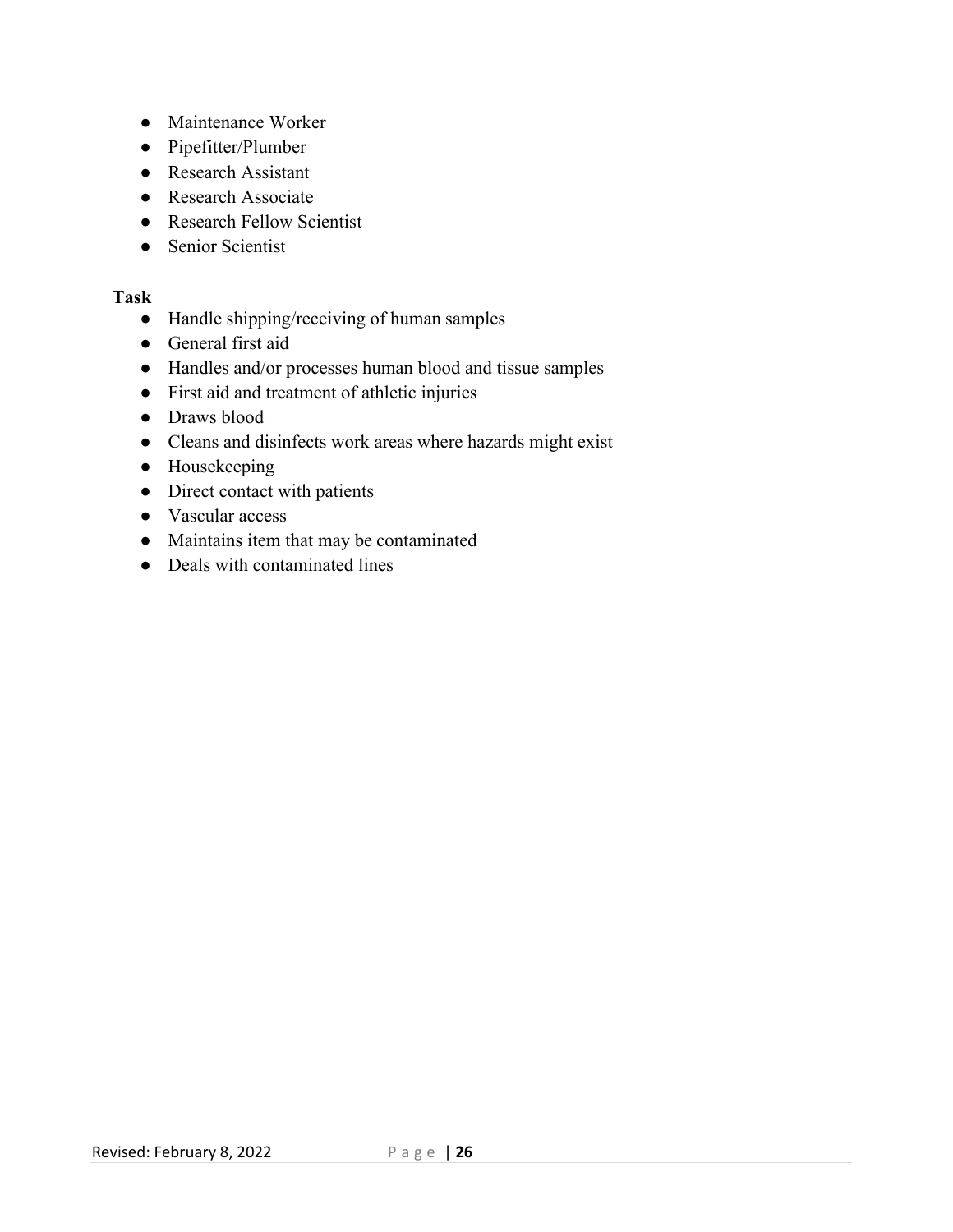- Maintenance Worker
- Pipefitter/Plumber
- Research Assistant
- Research Associate
- Research Fellow Scientist
- Senior Scientist

**Task**

- Handle shipping/receiving of human samples
- General first aid
- Handles and/or processes human blood and tissue samples
- First aid and treatment of athletic injuries
- Draws blood
- Cleans and disinfects work areas where hazards might exist
- Housekeeping
- Direct contact with patients
- Vascular access
- Maintains item that may be contaminated
- Deals with contaminated lines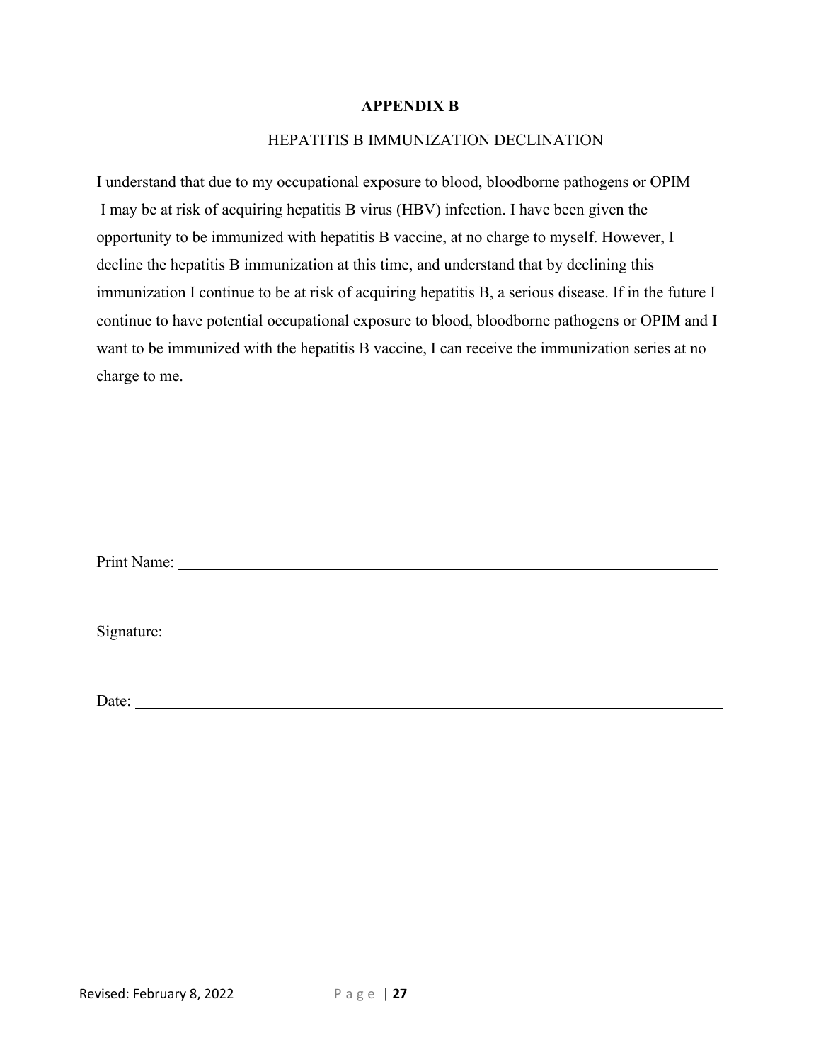# APPENDIX B

## HEPATITIS B IMMUNIZATION DECLINATION

I understand that due to my occupational exposure to blood, bloodborne pathogens or OPIM I may be at risk of acquiring hepatitis B virus (HBV) infection. I have been given the opportunity to be immunized with hepatitis B vaccine, at no charge to myself. However, I decline the hepatitis B immunization at this time, and understand that by declining this immunization I continue to be at risk of acquiring hepatitis B, a serious disease. If in the future I continue to have potential occupational exposure to blood, bloodborne pathogens or OPIM and I want to be immunized with the hepatitis B vaccine, I can receive the immunization series at no charge to me.

Print Name: ______________________________________________________________

Signature: ______________________________________________________________

Date: ______________________________________________________________

Revised: February 8, 2022